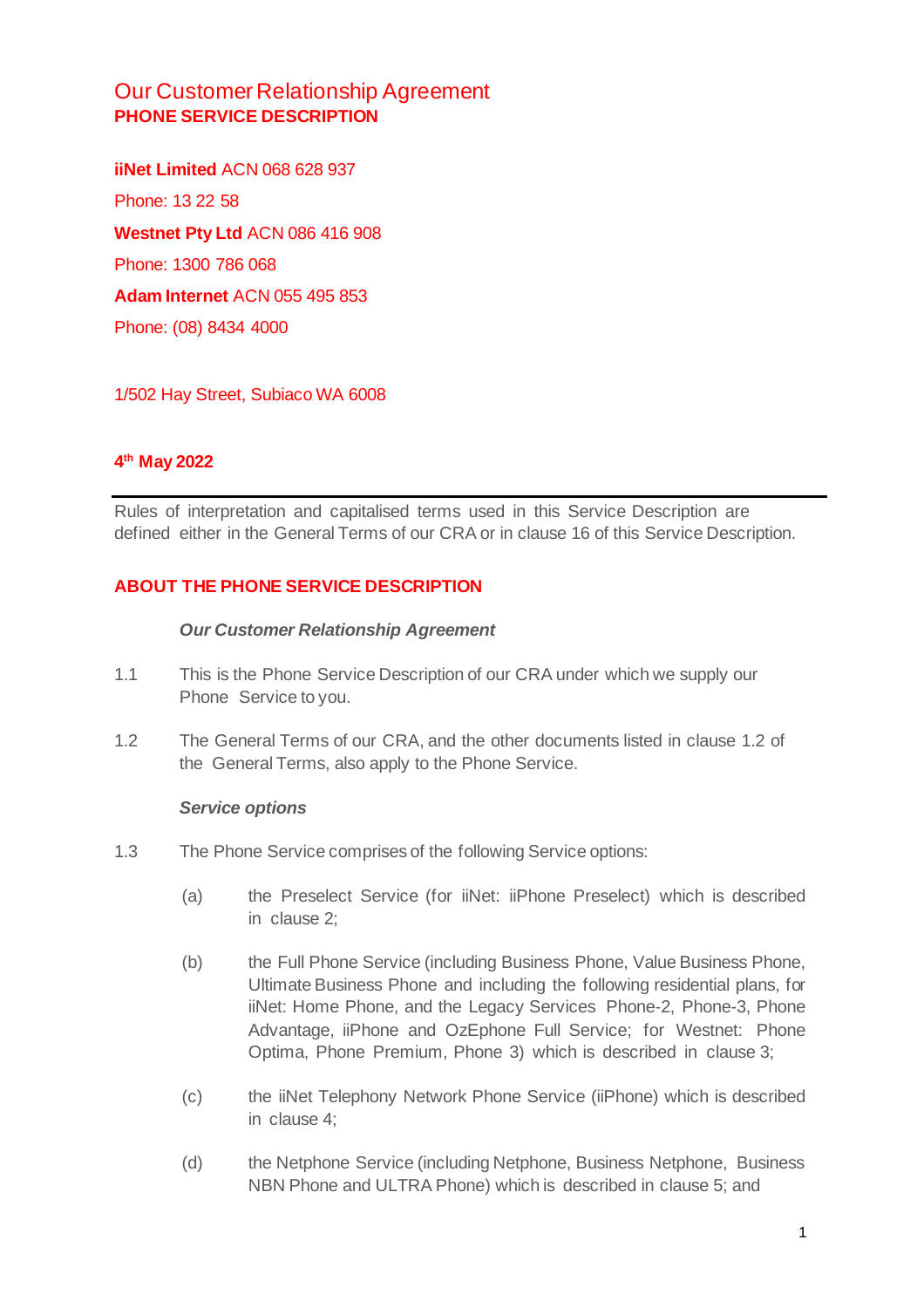# Our Customer Relationship Agreement
## PHONE SERVICE DESCRIPTION

**iiNet Limited** ACN 068 628 937

Phone: 13 22 58

**Westnet Pty Ltd** ACN 086 416 908

Phone: 1300 786 068

**Adam Internet** ACN 055 495 853

Phone: (08) 8434 4000

1/502 Hay Street, Subiaco WA 6008

**4th May 2022**

---

Rules of interpretation and capitalised terms used in this Service Description are defined either in the General Terms of our CRA or in clause 16 of this Service Description.

## ABOUT THE PHONE SERVICE DESCRIPTION

***Our Customer Relationship Agreement***

1.1 This is the Phone Service Description of our CRA under which we supply our Phone Service to you.

1.2 The General Terms of our CRA, and the other documents listed in clause 1.2 of the General Terms, also apply to the Phone Service.

***Service options***

1.3 The Phone Service comprises of the following Service options:

(a) the Preselect Service (for iiNet: iiPhone Preselect) which is described in clause 2;

(b) the Full Phone Service (including Business Phone, Value Business Phone, Ultimate Business Phone and including the following residential plans, for iiNet: Home Phone, and the Legacy Services Phone-2, Phone-3, Phone Advantage, iiPhone and OzEphone Full Service; for Westnet: Phone Optima, Phone Premium, Phone 3) which is described in clause 3;

(c) the iiNet Telephony Network Phone Service (iiPhone) which is described in clause 4;

(d) the Netphone Service (including Netphone, Business Netphone, Business NBN Phone and ULTRA Phone) which is described in clause 5; and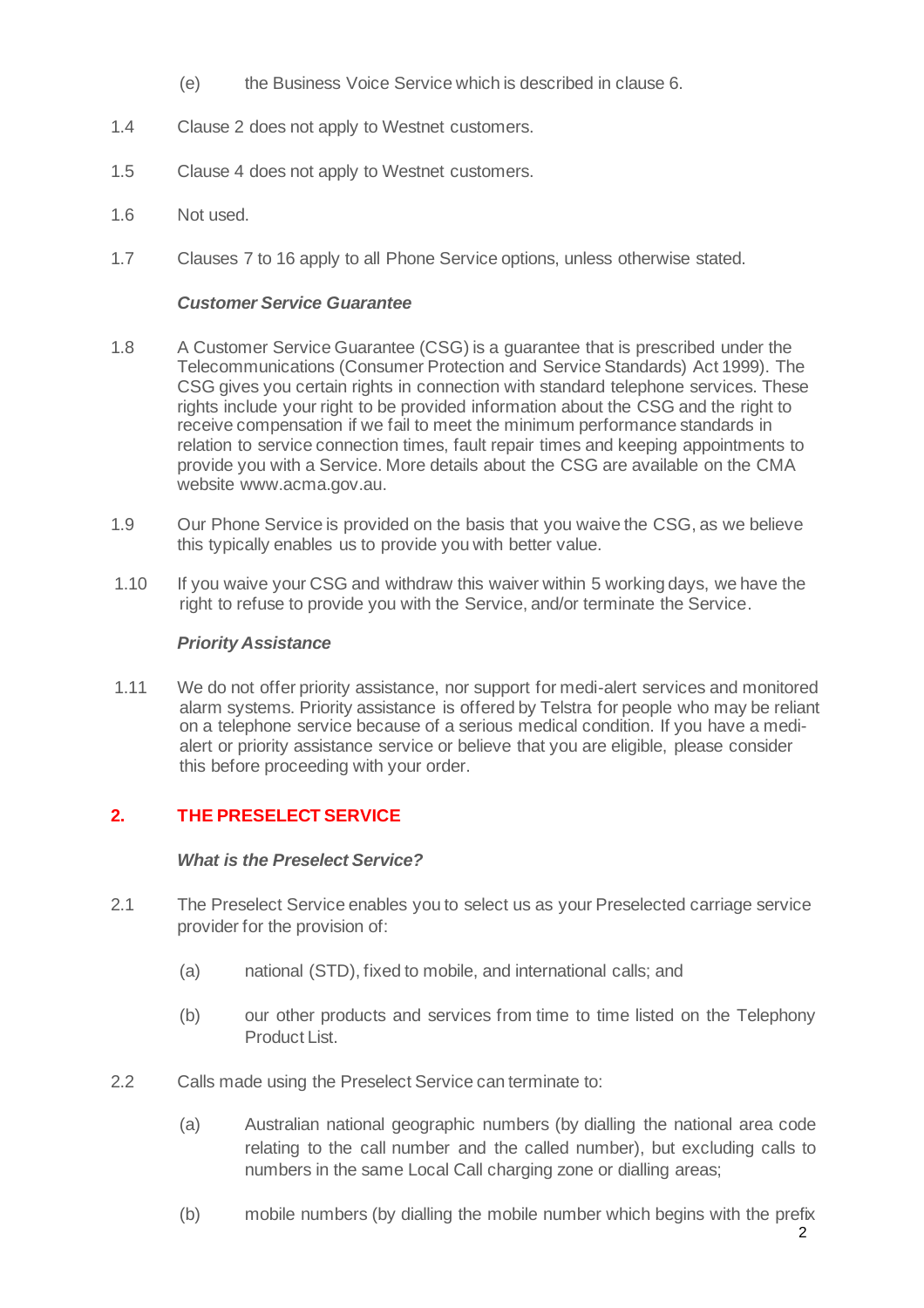(e) the Business Voice Service which is described in clause 6.

1.4 Clause 2 does not apply to Westnet customers.

1.5 Clause 4 does not apply to Westnet customers.

1.6 Not used.

1.7 Clauses 7 to 16 apply to all Phone Service options, unless otherwise stated.

***Customer Service Guarantee***

1.8 A Customer Service Guarantee (CSG) is a guarantee that is prescribed under the Telecommunications (Consumer Protection and Service Standards) Act 1999). The CSG gives you certain rights in connection with standard telephone services. These rights include your right to be provided information about the CSG and the right to receive compensation if we fail to meet the minimum performance standards in relation to service connection times, fault repair times and keeping appointments to provide you with a Service. More details about the CSG are available on the CMA website www.acma.gov.au.

1.9 Our Phone Service is provided on the basis that you waive the CSG, as we believe this typically enables us to provide you with better value.

1.10 If you waive your CSG and withdraw this waiver within 5 working days, we have the right to refuse to provide you with the Service, and/or terminate the Service.

***Priority Assistance***

1.11 We do not offer priority assistance, nor support for medi-alert services and monitored alarm systems. Priority assistance is offered by Telstra for people who may be reliant on a telephone service because of a serious medical condition. If you have a medi-alert or priority assistance service or believe that you are eligible, please consider this before proceeding with your order.

## 2. THE PRESELECT SERVICE

***What is the Preselect Service?***

2.1 The Preselect Service enables you to select us as your Preselected carriage service provider for the provision of:

(a) national (STD), fixed to mobile, and international calls; and

(b) our other products and services from time to time listed on the Telephony Product List.

2.2 Calls made using the Preselect Service can terminate to:

(a) Australian national geographic numbers (by dialling the national area code relating to the call number and the called number), but excluding calls to numbers in the same Local Call charging zone or dialling areas;

(b) mobile numbers (by dialling the mobile number which begins with the prefix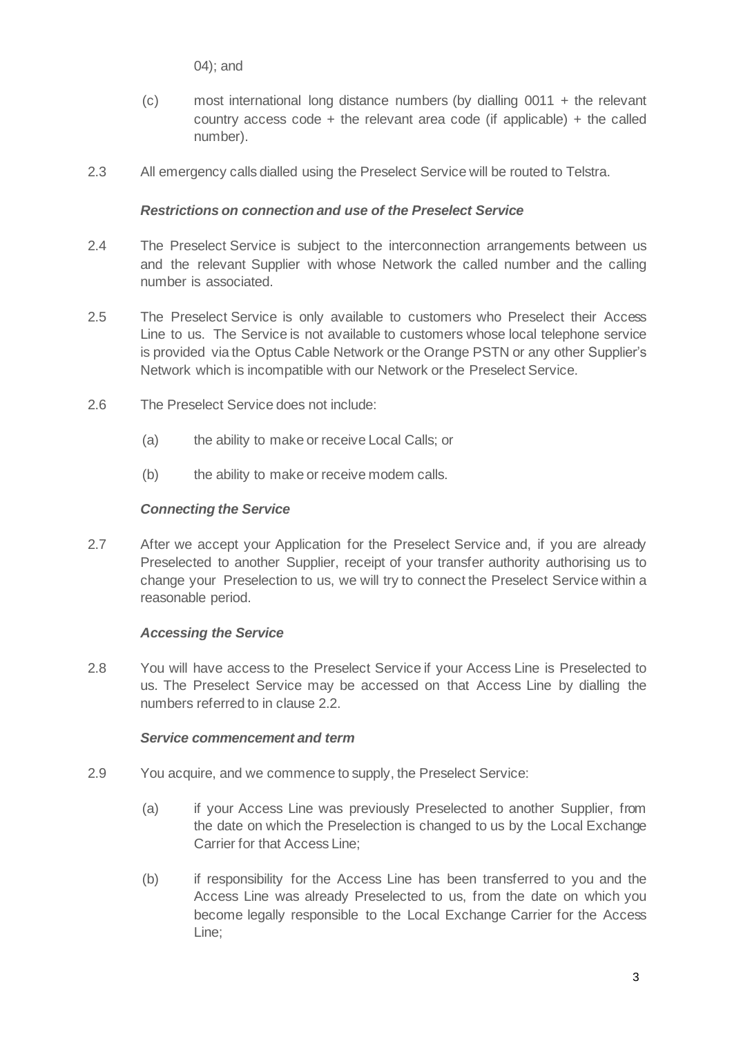04); and

(c) most international long distance numbers (by dialling 0011 + the relevant country access code + the relevant area code (if applicable) + the called number).

2.3 All emergency calls dialled using the Preselect Service will be routed to Telstra.

***Restrictions on connection and use of the Preselect Service***

2.4 The Preselect Service is subject to the interconnection arrangements between us and the relevant Supplier with whose Network the called number and the calling number is associated.

2.5 The Preselect Service is only available to customers who Preselect their Access Line to us. The Service is not available to customers whose local telephone service is provided via the Optus Cable Network or the Orange PSTN or any other Supplier's Network which is incompatible with our Network or the Preselect Service.

2.6 The Preselect Service does not include:

(a) the ability to make or receive Local Calls; or

(b) the ability to make or receive modem calls.

***Connecting the Service***

2.7 After we accept your Application for the Preselect Service and, if you are already Preselected to another Supplier, receipt of your transfer authority authorising us to change your Preselection to us, we will try to connect the Preselect Service within a reasonable period.

***Accessing the Service***

2.8 You will have access to the Preselect Service if your Access Line is Preselected to us. The Preselect Service may be accessed on that Access Line by dialling the numbers referred to in clause 2.2.

***Service commencement and term***

2.9 You acquire, and we commence to supply, the Preselect Service:

(a) if your Access Line was previously Preselected to another Supplier, from the date on which the Preselection is changed to us by the Local Exchange Carrier for that Access Line;

(b) if responsibility for the Access Line has been transferred to you and the Access Line was already Preselected to us, from the date on which you become legally responsible to the Local Exchange Carrier for the Access Line;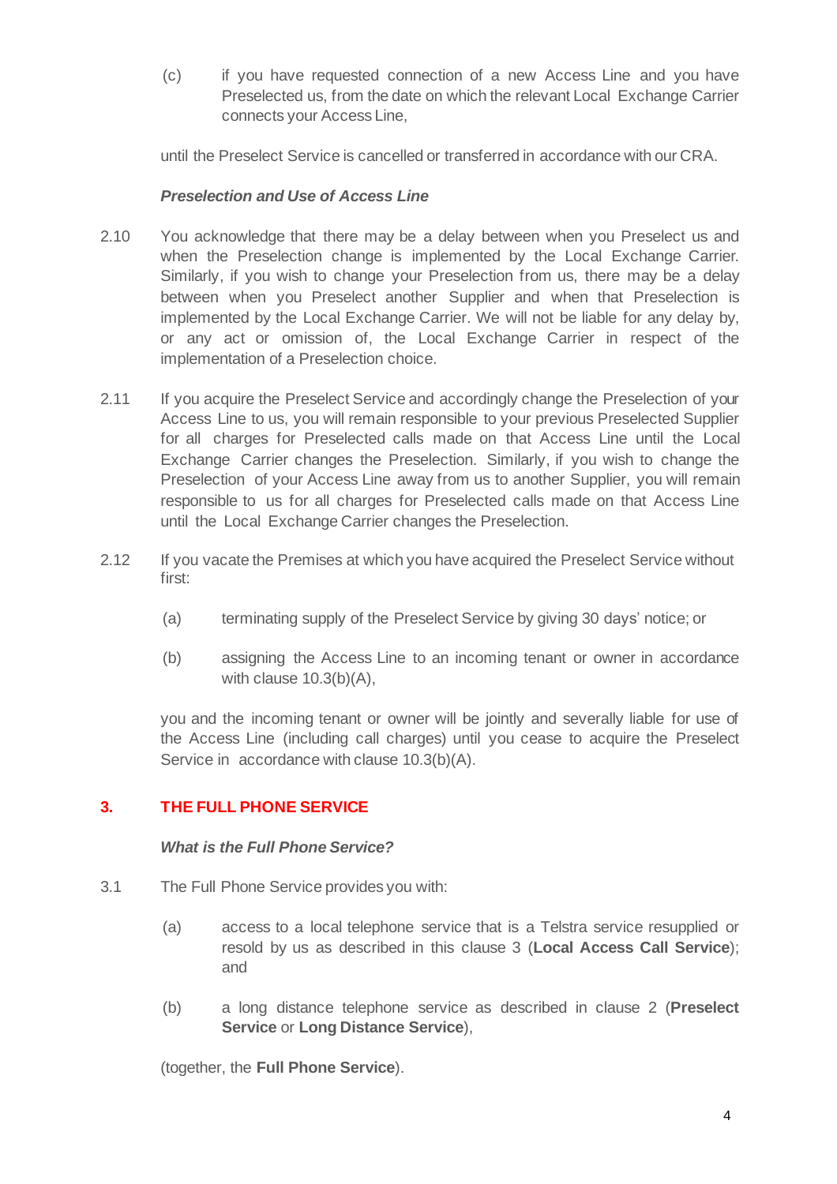(c) if you have requested connection of a new Access Line and you have Preselected us, from the date on which the relevant Local Exchange Carrier connects your Access Line,

until the Preselect Service is cancelled or transferred in accordance with our CRA.

***Preselection and Use of Access Line***

2.10 You acknowledge that there may be a delay between when you Preselect us and when the Preselection change is implemented by the Local Exchange Carrier. Similarly, if you wish to change your Preselection from us, there may be a delay between when you Preselect another Supplier and when that Preselection is implemented by the Local Exchange Carrier. We will not be liable for any delay by, or any act or omission of, the Local Exchange Carrier in respect of the implementation of a Preselection choice.

2.11 If you acquire the Preselect Service and accordingly change the Preselection of your Access Line to us, you will remain responsible to your previous Preselected Supplier for all charges for Preselected calls made on that Access Line until the Local Exchange Carrier changes the Preselection. Similarly, if you wish to change the Preselection of your Access Line away from us to another Supplier, you will remain responsible to us for all charges for Preselected calls made on that Access Line until the Local Exchange Carrier changes the Preselection.

2.12 If you vacate the Premises at which you have acquired the Preselect Service without first:

(a) terminating supply of the Preselect Service by giving 30 days' notice; or

(b) assigning the Access Line to an incoming tenant or owner in accordance with clause 10.3(b)(A),

you and the incoming tenant or owner will be jointly and severally liable for use of the Access Line (including call charges) until you cease to acquire the Preselect Service in accordance with clause 10.3(b)(A).

## 3. THE FULL PHONE SERVICE

***What is the Full Phone Service?***

3.1 The Full Phone Service provides you with:

(a) access to a local telephone service that is a Telstra service resupplied or resold by us as described in this clause 3 (**Local Access Call Service**); and

(b) a long distance telephone service as described in clause 2 (**Preselect Service** or **Long Distance Service**),

(together, the **Full Phone Service**).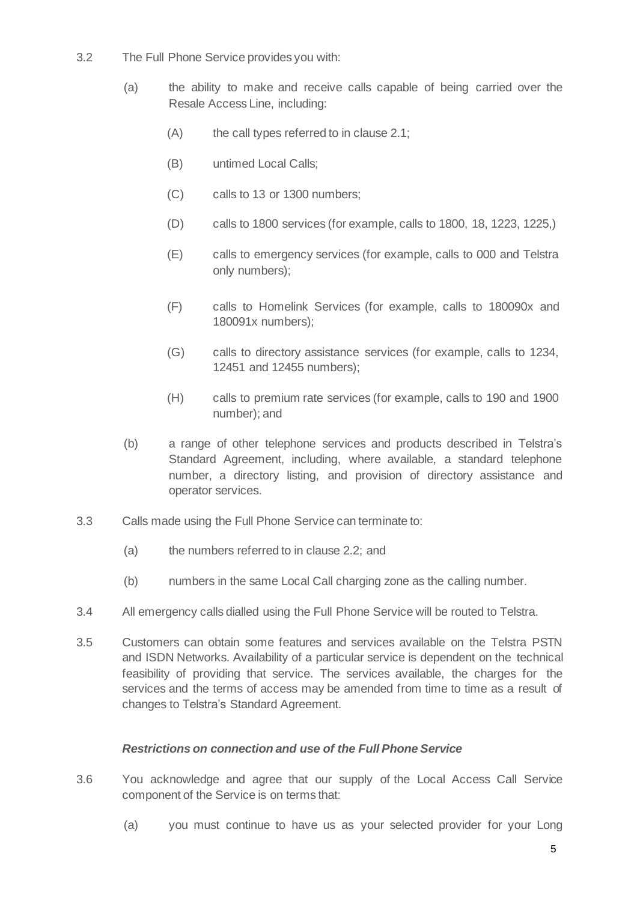3.2 The Full Phone Service provides you with:

(a) the ability to make and receive calls capable of being carried over the Resale Access Line, including:

(A) the call types referred to in clause 2.1;

(B) untimed Local Calls;

(C) calls to 13 or 1300 numbers;

(D) calls to 1800 services (for example, calls to 1800, 18, 1223, 1225,)

(E) calls to emergency services (for example, calls to 000 and Telstra only numbers);

(F) calls to Homelink Services (for example, calls to 180090x and 180091x numbers);

(G) calls to directory assistance services (for example, calls to 1234, 12451 and 12455 numbers);

(H) calls to premium rate services (for example, calls to 190 and 1900 number); and

(b) a range of other telephone services and products described in Telstra's Standard Agreement, including, where available, a standard telephone number, a directory listing, and provision of directory assistance and operator services.

3.3 Calls made using the Full Phone Service can terminate to:

(a) the numbers referred to in clause 2.2; and

(b) numbers in the same Local Call charging zone as the calling number.

3.4 All emergency calls dialled using the Full Phone Service will be routed to Telstra.

3.5 Customers can obtain some features and services available on the Telstra PSTN and ISDN Networks. Availability of a particular service is dependent on the technical feasibility of providing that service. The services available, the charges for the services and the terms of access may be amended from time to time as a result of changes to Telstra's Standard Agreement.

***Restrictions on connection and use of the Full Phone Service***

3.6 You acknowledge and agree that our supply of the Local Access Call Service component of the Service is on terms that:

(a) you must continue to have us as your selected provider for your Long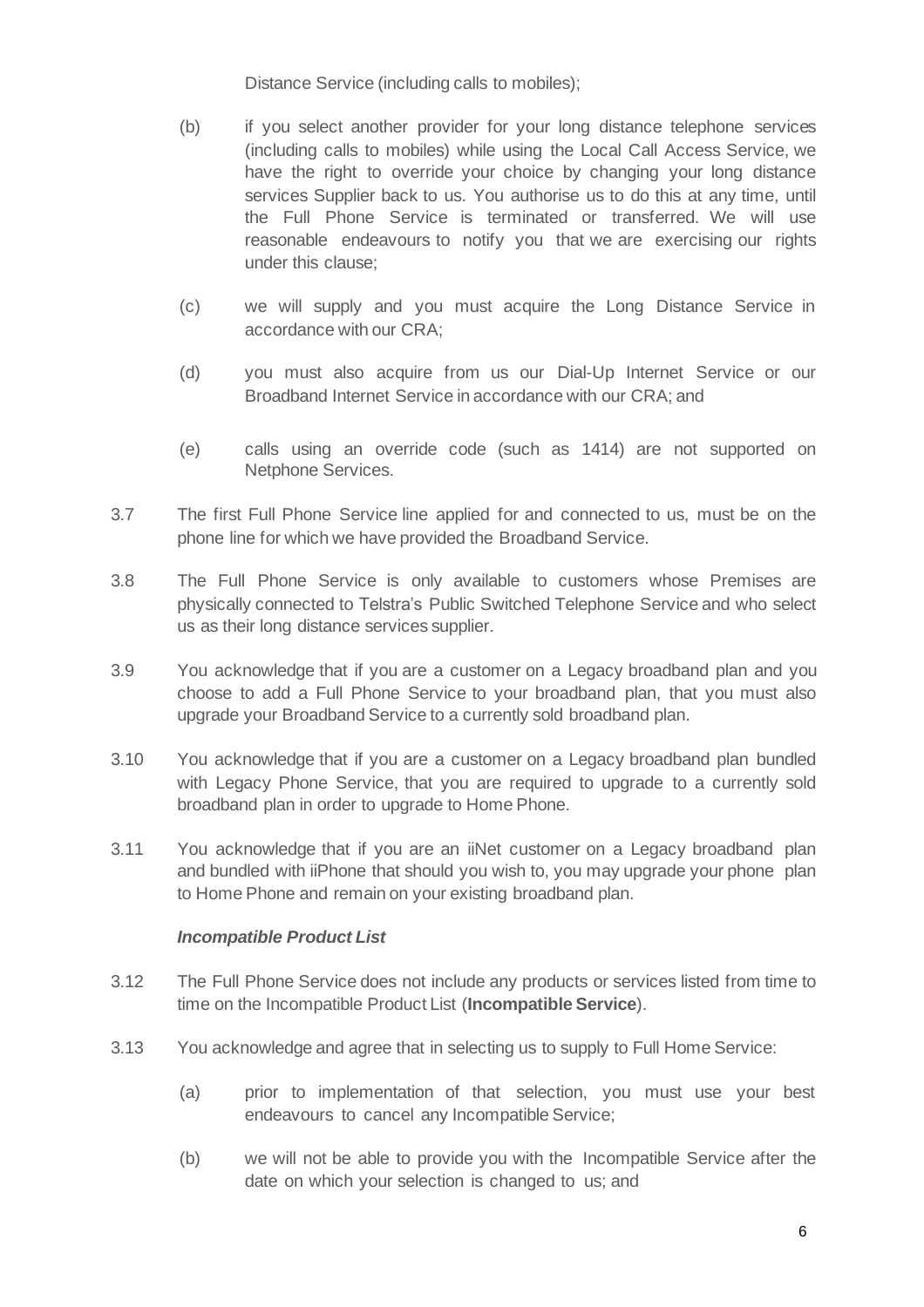Distance Service (including calls to mobiles);

(b) if you select another provider for your long distance telephone services (including calls to mobiles) while using the Local Call Access Service, we have the right to override your choice by changing your long distance services Supplier back to us. You authorise us to do this at any time, until the Full Phone Service is terminated or transferred. We will use reasonable endeavours to notify you that we are exercising our rights under this clause;

(c) we will supply and you must acquire the Long Distance Service in accordance with our CRA;

(d) you must also acquire from us our Dial-Up Internet Service or our Broadband Internet Service in accordance with our CRA; and

(e) calls using an override code (such as 1414) are not supported on Netphone Services.

3.7 The first Full Phone Service line applied for and connected to us, must be on the phone line for which we have provided the Broadband Service.

3.8 The Full Phone Service is only available to customers whose Premises are physically connected to Telstra's Public Switched Telephone Service and who select us as their long distance services supplier.

3.9 You acknowledge that if you are a customer on a Legacy broadband plan and you choose to add a Full Phone Service to your broadband plan, that you must also upgrade your Broadband Service to a currently sold broadband plan.

3.10 You acknowledge that if you are a customer on a Legacy broadband plan bundled with Legacy Phone Service, that you are required to upgrade to a currently sold broadband plan in order to upgrade to Home Phone.

3.11 You acknowledge that if you are an iiNet customer on a Legacy broadband plan and bundled with iiPhone that should you wish to, you may upgrade your phone plan to Home Phone and remain on your existing broadband plan.

***Incompatible Product List***

3.12 The Full Phone Service does not include any products or services listed from time to time on the Incompatible Product List (**Incompatible Service**).

3.13 You acknowledge and agree that in selecting us to supply to Full Home Service:

(a) prior to implementation of that selection, you must use your best endeavours to cancel any Incompatible Service;

(b) we will not be able to provide you with the Incompatible Service after the date on which your selection is changed to us; and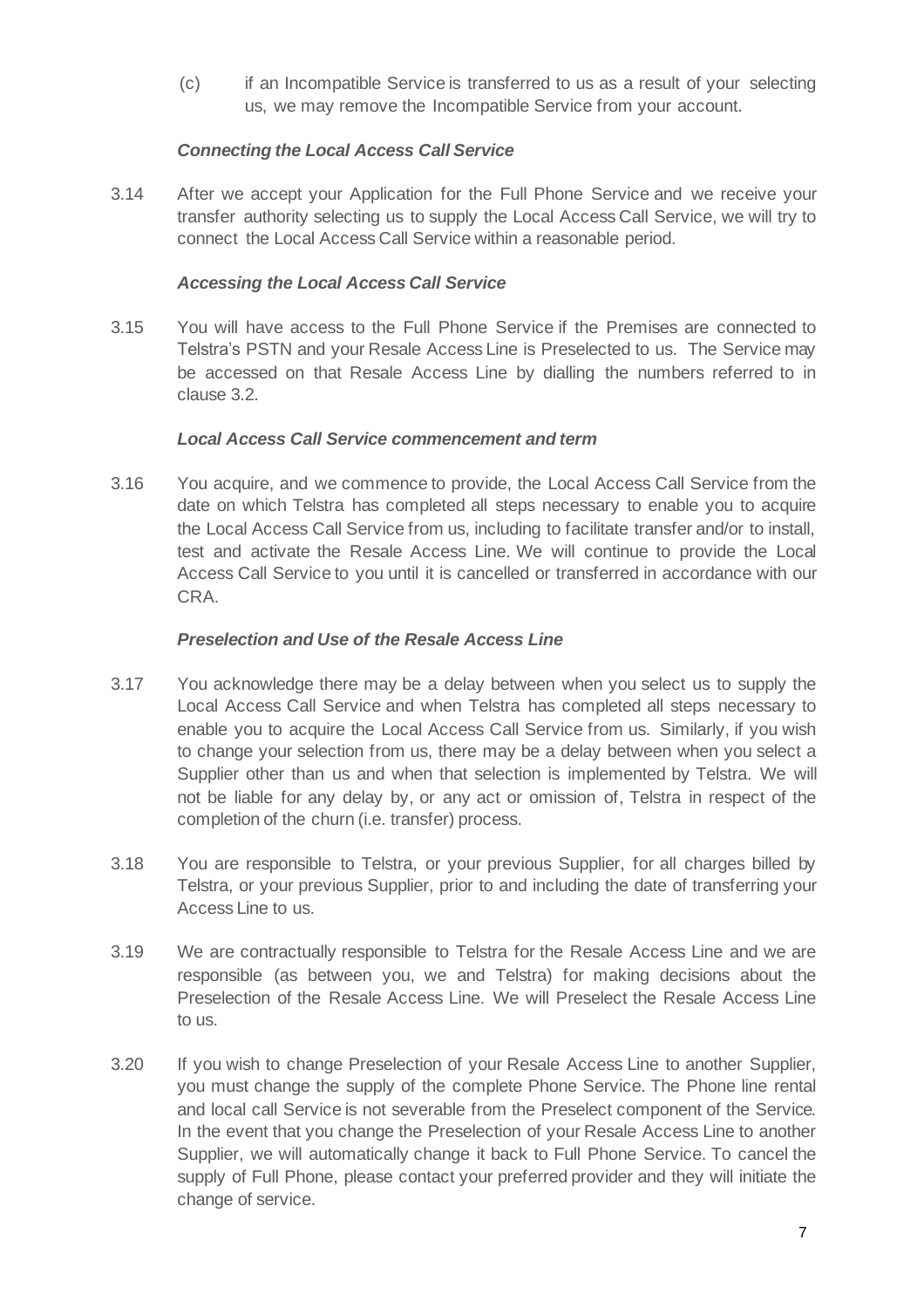(c) if an Incompatible Service is transferred to us as a result of your selecting us, we may remove the Incompatible Service from your account.

***Connecting the Local Access Call Service***

3.14 After we accept your Application for the Full Phone Service and we receive your transfer authority selecting us to supply the Local Access Call Service, we will try to connect the Local Access Call Service within a reasonable period.

***Accessing the Local Access Call Service***

3.15 You will have access to the Full Phone Service if the Premises are connected to Telstra's PSTN and your Resale Access Line is Preselected to us. The Service may be accessed on that Resale Access Line by dialling the numbers referred to in clause 3.2.

***Local Access Call Service commencement and term***

3.16 You acquire, and we commence to provide, the Local Access Call Service from the date on which Telstra has completed all steps necessary to enable you to acquire the Local Access Call Service from us, including to facilitate transfer and/or to install, test and activate the Resale Access Line. We will continue to provide the Local Access Call Service to you until it is cancelled or transferred in accordance with our CRA.

***Preselection and Use of the Resale Access Line***

3.17 You acknowledge there may be a delay between when you select us to supply the Local Access Call Service and when Telstra has completed all steps necessary to enable you to acquire the Local Access Call Service from us. Similarly, if you wish to change your selection from us, there may be a delay between when you select a Supplier other than us and when that selection is implemented by Telstra. We will not be liable for any delay by, or any act or omission of, Telstra in respect of the completion of the churn (i.e. transfer) process.

3.18 You are responsible to Telstra, or your previous Supplier, for all charges billed by Telstra, or your previous Supplier, prior to and including the date of transferring your Access Line to us.

3.19 We are contractually responsible to Telstra for the Resale Access Line and we are responsible (as between you, we and Telstra) for making decisions about the Preselection of the Resale Access Line. We will Preselect the Resale Access Line to us.

3.20 If you wish to change Preselection of your Resale Access Line to another Supplier, you must change the supply of the complete Phone Service. The Phone line rental and local call Service is not severable from the Preselect component of the Service. In the event that you change the Preselection of your Resale Access Line to another Supplier, we will automatically change it back to Full Phone Service. To cancel the supply of Full Phone, please contact your preferred provider and they will initiate the change of service.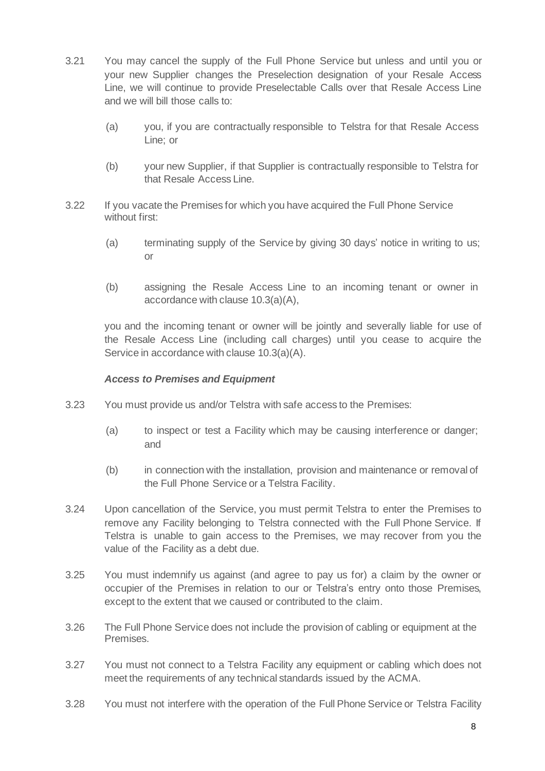3.21 You may cancel the supply of the Full Phone Service but unless and until you or your new Supplier changes the Preselection designation of your Resale Access Line, we will continue to provide Preselectable Calls over that Resale Access Line and we will bill those calls to:

(a) you, if you are contractually responsible to Telstra for that Resale Access Line; or

(b) your new Supplier, if that Supplier is contractually responsible to Telstra for that Resale Access Line.

3.22 If you vacate the Premises for which you have acquired the Full Phone Service without first:

(a) terminating supply of the Service by giving 30 days' notice in writing to us; or

(b) assigning the Resale Access Line to an incoming tenant or owner in accordance with clause 10.3(a)(A),

you and the incoming tenant or owner will be jointly and severally liable for use of the Resale Access Line (including call charges) until you cease to acquire the Service in accordance with clause 10.3(a)(A).

***Access to Premises and Equipment***

3.23 You must provide us and/or Telstra with safe access to the Premises:

(a) to inspect or test a Facility which may be causing interference or danger; and

(b) in connection with the installation, provision and maintenance or removal of the Full Phone Service or a Telstra Facility.

3.24 Upon cancellation of the Service, you must permit Telstra to enter the Premises to remove any Facility belonging to Telstra connected with the Full Phone Service. If Telstra is unable to gain access to the Premises, we may recover from you the value of the Facility as a debt due.

3.25 You must indemnify us against (and agree to pay us for) a claim by the owner or occupier of the Premises in relation to our or Telstra's entry onto those Premises, except to the extent that we caused or contributed to the claim.

3.26 The Full Phone Service does not include the provision of cabling or equipment at the Premises.

3.27 You must not connect to a Telstra Facility any equipment or cabling which does not meet the requirements of any technical standards issued by the ACMA.

3.28 You must not interfere with the operation of the Full Phone Service or Telstra Facility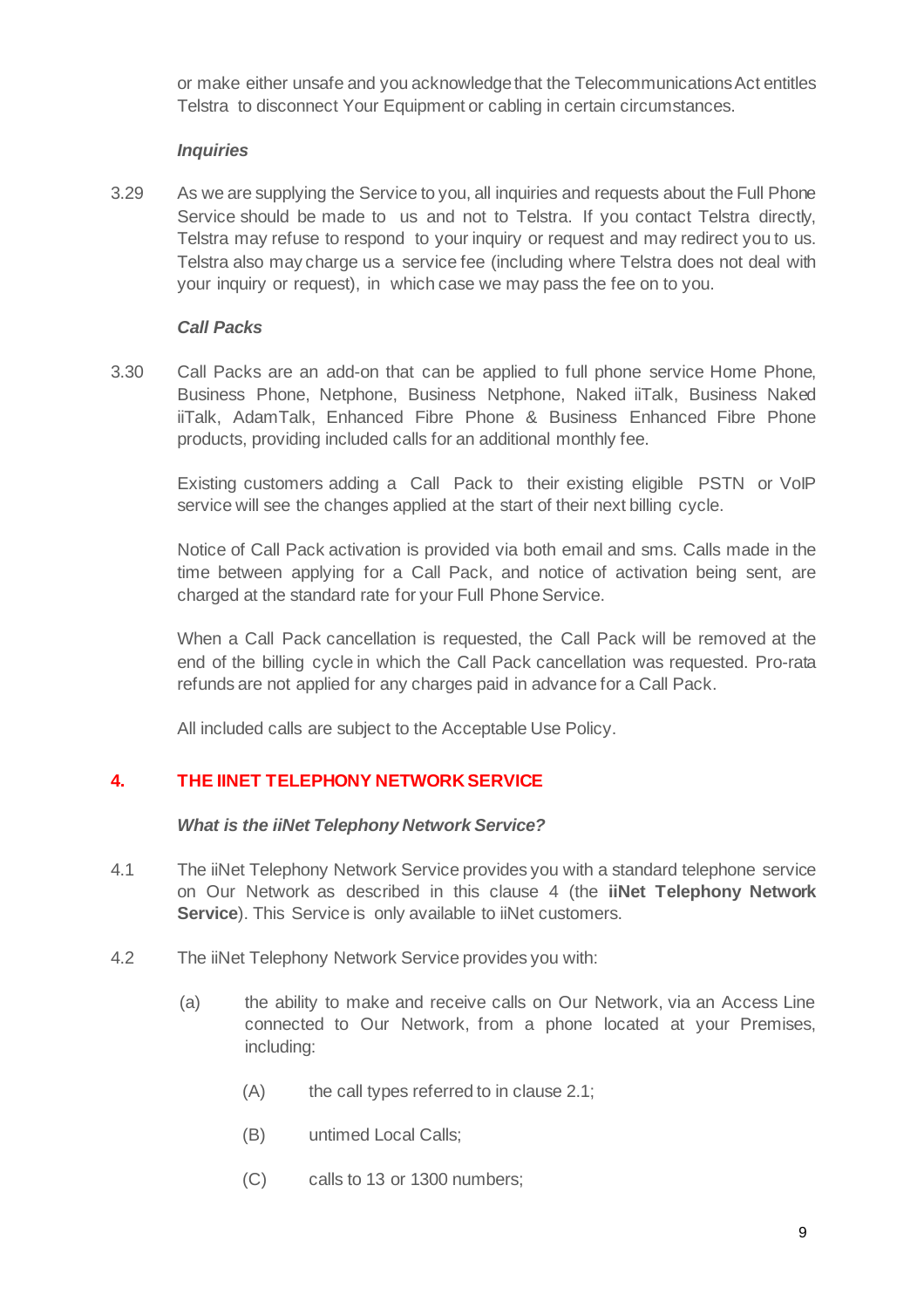or make either unsafe and you acknowledge that the Telecommunications Act entitles Telstra to disconnect Your Equipment or cabling in certain circumstances.

***Inquiries***

3.29 As we are supplying the Service to you, all inquiries and requests about the Full Phone Service should be made to us and not to Telstra. If you contact Telstra directly, Telstra may refuse to respond to your inquiry or request and may redirect you to us. Telstra also may charge us a service fee (including where Telstra does not deal with your inquiry or request), in which case we may pass the fee on to you.

***Call Packs***

3.30 Call Packs are an add-on that can be applied to full phone service Home Phone, Business Phone, Netphone, Business Netphone, Naked iiTalk, Business Naked iiTalk, AdamTalk, Enhanced Fibre Phone & Business Enhanced Fibre Phone products, providing included calls for an additional monthly fee.

Existing customers adding a Call Pack to their existing eligible PSTN or VoIP service will see the changes applied at the start of their next billing cycle.

Notice of Call Pack activation is provided via both email and sms. Calls made in the time between applying for a Call Pack, and notice of activation being sent, are charged at the standard rate for your Full Phone Service.

When a Call Pack cancellation is requested, the Call Pack will be removed at the end of the billing cycle in which the Call Pack cancellation was requested. Pro-rata refunds are not applied for any charges paid in advance for a Call Pack.

All included calls are subject to the Acceptable Use Policy.

## 4. THE IINET TELEPHONY NETWORK SERVICE

***What is the iiNet Telephony Network Service?***

4.1 The iiNet Telephony Network Service provides you with a standard telephone service on Our Network as described in this clause 4 (the **iiNet Telephony Network Service**). This Service is only available to iiNet customers.

4.2 The iiNet Telephony Network Service provides you with:

(a) the ability to make and receive calls on Our Network, via an Access Line connected to Our Network, from a phone located at your Premises, including:

(A) the call types referred to in clause 2.1;

(B) untimed Local Calls;

(C) calls to 13 or 1300 numbers;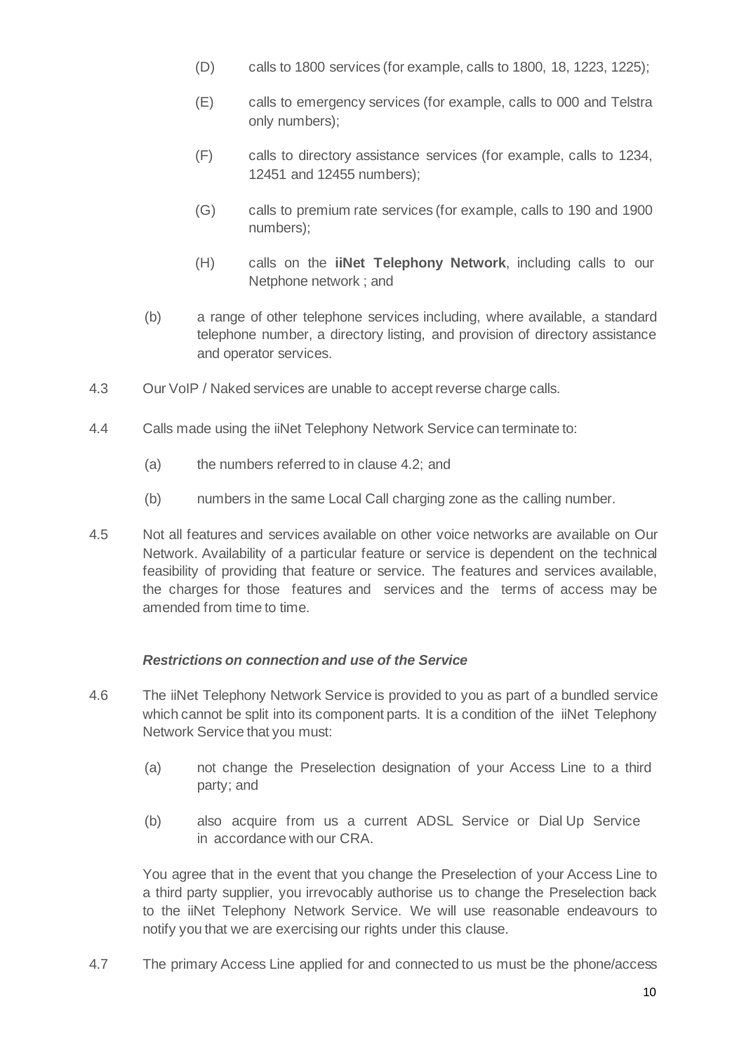(D) calls to 1800 services (for example, calls to 1800, 18, 1223, 1225);

(E) calls to emergency services (for example, calls to 000 and Telstra only numbers);

(F) calls to directory assistance services (for example, calls to 1234, 12451 and 12455 numbers);

(G) calls to premium rate services (for example, calls to 190 and 1900 numbers);

(H) calls on the **iiNet Telephony Network**, including calls to our Netphone network ; and

(b) a range of other telephone services including, where available, a standard telephone number, a directory listing, and provision of directory assistance and operator services.

4.3 Our VoIP / Naked services are unable to accept reverse charge calls.

4.4 Calls made using the iiNet Telephony Network Service can terminate to:

(a) the numbers referred to in clause 4.2; and

(b) numbers in the same Local Call charging zone as the calling number.

4.5 Not all features and services available on other voice networks are available on Our Network. Availability of a particular feature or service is dependent on the technical feasibility of providing that feature or service. The features and services available, the charges for those features and services and the terms of access may be amended from time to time.

***Restrictions on connection and use of the Service***

4.6 The iiNet Telephony Network Service is provided to you as part of a bundled service which cannot be split into its component parts. It is a condition of the iiNet Telephony Network Service that you must:

(a) not change the Preselection designation of your Access Line to a third party; and

(b) also acquire from us a current ADSL Service or Dial Up Service in accordance with our CRA.

You agree that in the event that you change the Preselection of your Access Line to a third party supplier, you irrevocably authorise us to change the Preselection back to the iiNet Telephony Network Service. We will use reasonable endeavours to notify you that we are exercising our rights under this clause.

4.7 The primary Access Line applied for and connected to us must be the phone/access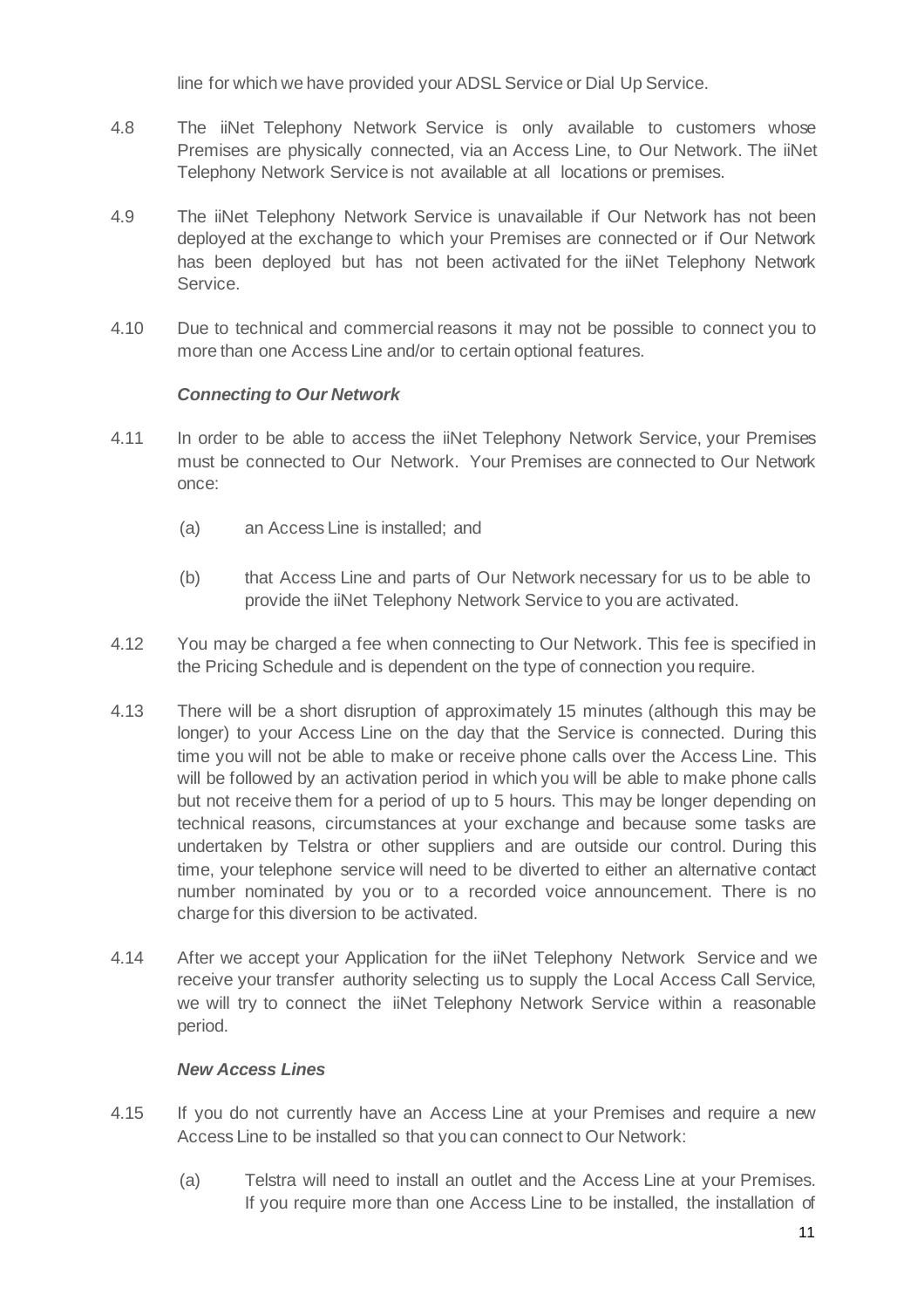line for which we have provided your ADSL Service or Dial Up Service.

4.8 The iiNet Telephony Network Service is only available to customers whose Premises are physically connected, via an Access Line, to Our Network. The iiNet Telephony Network Service is not available at all locations or premises.

4.9 The iiNet Telephony Network Service is unavailable if Our Network has not been deployed at the exchange to which your Premises are connected or if Our Network has been deployed but has not been activated for the iiNet Telephony Network Service.

4.10 Due to technical and commercial reasons it may not be possible to connect you to more than one Access Line and/or to certain optional features.

***Connecting to Our Network***

4.11 In order to be able to access the iiNet Telephony Network Service, your Premises must be connected to Our Network. Your Premises are connected to Our Network once:

(a) an Access Line is installed; and

(b) that Access Line and parts of Our Network necessary for us to be able to provide the iiNet Telephony Network Service to you are activated.

4.12 You may be charged a fee when connecting to Our Network. This fee is specified in the Pricing Schedule and is dependent on the type of connection you require.

4.13 There will be a short disruption of approximately 15 minutes (although this may be longer) to your Access Line on the day that the Service is connected. During this time you will not be able to make or receive phone calls over the Access Line. This will be followed by an activation period in which you will be able to make phone calls but not receive them for a period of up to 5 hours. This may be longer depending on technical reasons, circumstances at your exchange and because some tasks are undertaken by Telstra or other suppliers and are outside our control. During this time, your telephone service will need to be diverted to either an alternative contact number nominated by you or to a recorded voice announcement. There is no charge for this diversion to be activated.

4.14 After we accept your Application for the iiNet Telephony Network Service and we receive your transfer authority selecting us to supply the Local Access Call Service, we will try to connect the iiNet Telephony Network Service within a reasonable period.

***New Access Lines***

4.15 If you do not currently have an Access Line at your Premises and require a new Access Line to be installed so that you can connect to Our Network:

(a) Telstra will need to install an outlet and the Access Line at your Premises. If you require more than one Access Line to be installed, the installation of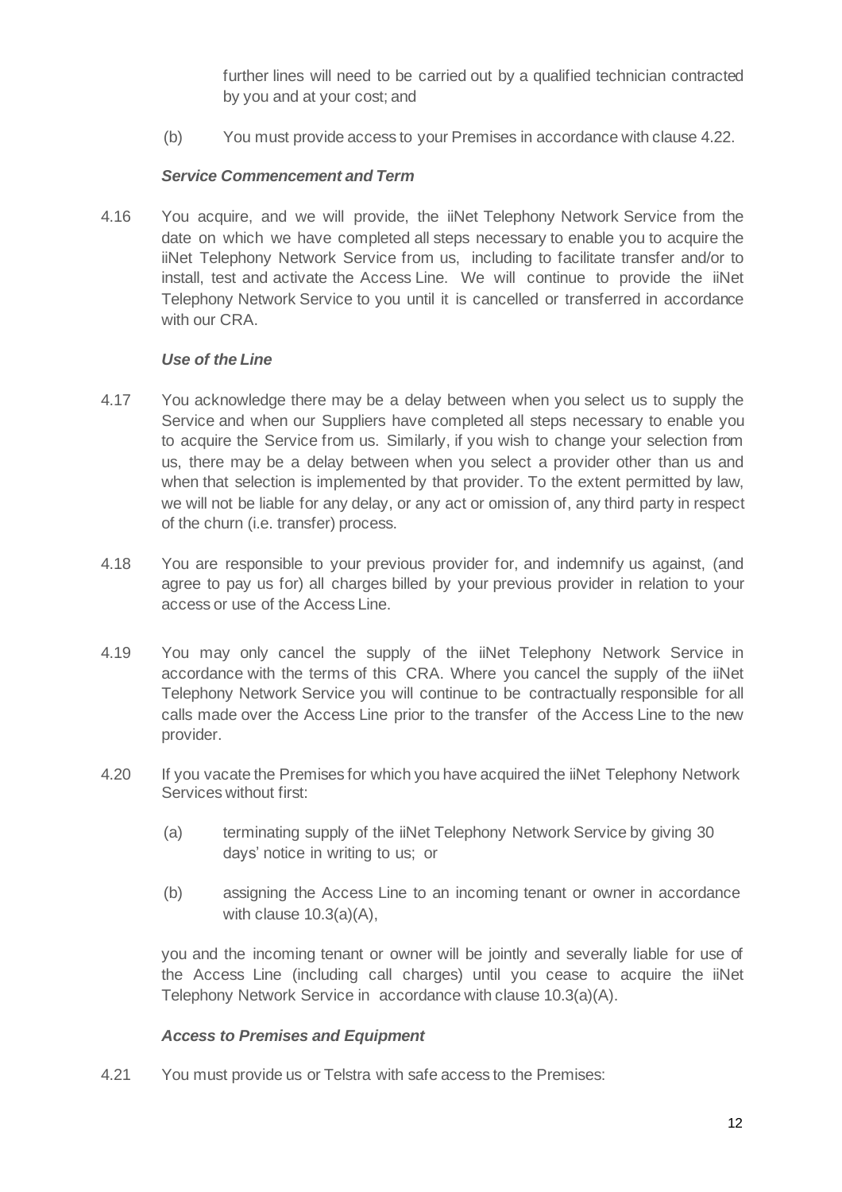further lines will need to be carried out by a qualified technician contracted by you and at your cost; and

(b) You must provide access to your Premises in accordance with clause 4.22.

***Service Commencement and Term***

4.16 You acquire, and we will provide, the iiNet Telephony Network Service from the date on which we have completed all steps necessary to enable you to acquire the iiNet Telephony Network Service from us, including to facilitate transfer and/or to install, test and activate the Access Line. We will continue to provide the iiNet Telephony Network Service to you until it is cancelled or transferred in accordance with our CRA.

***Use of the Line***

4.17 You acknowledge there may be a delay between when you select us to supply the Service and when our Suppliers have completed all steps necessary to enable you to acquire the Service from us. Similarly, if you wish to change your selection from us, there may be a delay between when you select a provider other than us and when that selection is implemented by that provider. To the extent permitted by law, we will not be liable for any delay, or any act or omission of, any third party in respect of the churn (i.e. transfer) process.

4.18 You are responsible to your previous provider for, and indemnify us against, (and agree to pay us for) all charges billed by your previous provider in relation to your access or use of the Access Line.

4.19 You may only cancel the supply of the iiNet Telephony Network Service in accordance with the terms of this CRA. Where you cancel the supply of the iiNet Telephony Network Service you will continue to be contractually responsible for all calls made over the Access Line prior to the transfer of the Access Line to the new provider.

4.20 If you vacate the Premises for which you have acquired the iiNet Telephony Network Services without first:

(a) terminating supply of the iiNet Telephony Network Service by giving 30 days' notice in writing to us; or

(b) assigning the Access Line to an incoming tenant or owner in accordance with clause 10.3(a)(A),

you and the incoming tenant or owner will be jointly and severally liable for use of the Access Line (including call charges) until you cease to acquire the iiNet Telephony Network Service in accordance with clause 10.3(a)(A).

***Access to Premises and Equipment***

4.21 You must provide us or Telstra with safe access to the Premises: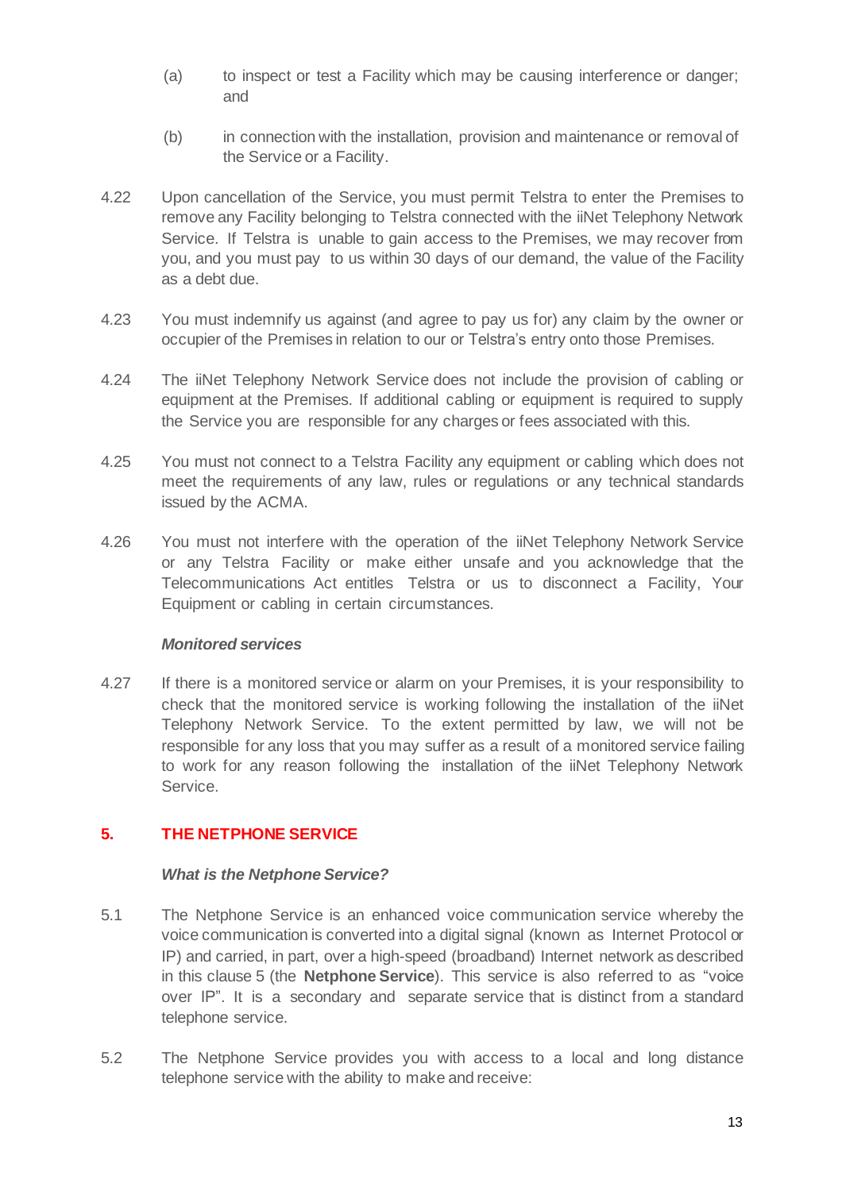(a) to inspect or test a Facility which may be causing interference or danger; and

(b) in connection with the installation, provision and maintenance or removal of the Service or a Facility.

4.22 Upon cancellation of the Service, you must permit Telstra to enter the Premises to remove any Facility belonging to Telstra connected with the iiNet Telephony Network Service. If Telstra is unable to gain access to the Premises, we may recover from you, and you must pay to us within 30 days of our demand, the value of the Facility as a debt due.

4.23 You must indemnify us against (and agree to pay us for) any claim by the owner or occupier of the Premises in relation to our or Telstra's entry onto those Premises.

4.24 The iiNet Telephony Network Service does not include the provision of cabling or equipment at the Premises. If additional cabling or equipment is required to supply the Service you are responsible for any charges or fees associated with this.

4.25 You must not connect to a Telstra Facility any equipment or cabling which does not meet the requirements of any law, rules or regulations or any technical standards issued by the ACMA.

4.26 You must not interfere with the operation of the iiNet Telephony Network Service or any Telstra Facility or make either unsafe and you acknowledge that the Telecommunications Act entitles Telstra or us to disconnect a Facility, Your Equipment or cabling in certain circumstances.

***Monitored services***

4.27 If there is a monitored service or alarm on your Premises, it is your responsibility to check that the monitored service is working following the installation of the iiNet Telephony Network Service. To the extent permitted by law, we will not be responsible for any loss that you may suffer as a result of a monitored service failing to work for any reason following the installation of the iiNet Telephony Network Service.

## 5. THE NETPHONE SERVICE

***What is the Netphone Service?***

5.1 The Netphone Service is an enhanced voice communication service whereby the voice communication is converted into a digital signal (known as Internet Protocol or IP) and carried, in part, over a high-speed (broadband) Internet network as described in this clause 5 (the **Netphone Service**). This service is also referred to as "voice over IP". It is a secondary and separate service that is distinct from a standard telephone service.

5.2 The Netphone Service provides you with access to a local and long distance telephone service with the ability to make and receive: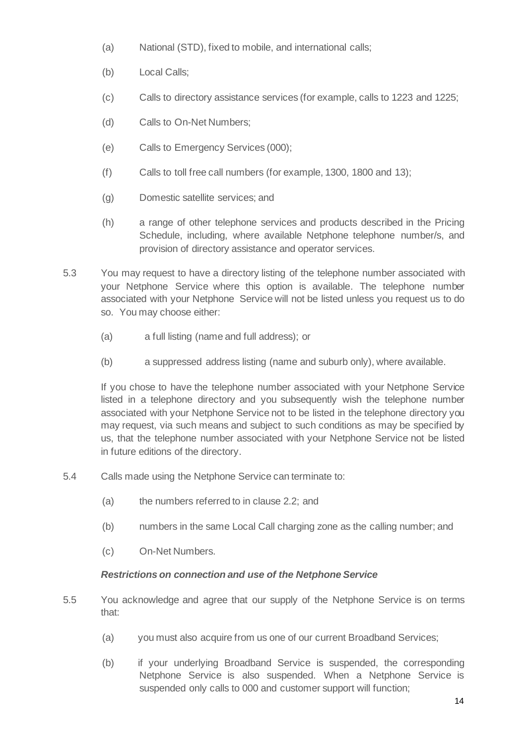(a) National (STD), fixed to mobile, and international calls;

(b) Local Calls;

(c) Calls to directory assistance services (for example, calls to 1223 and 1225;

(d) Calls to On-Net Numbers;

(e) Calls to Emergency Services (000);

(f) Calls to toll free call numbers (for example, 1300, 1800 and 13);

(g) Domestic satellite services; and

(h) a range of other telephone services and products described in the Pricing Schedule, including, where available Netphone telephone number/s, and provision of directory assistance and operator services.

5.3 You may request to have a directory listing of the telephone number associated with your Netphone Service where this option is available. The telephone number associated with your Netphone Service will not be listed unless you request us to do so. You may choose either:

(a) a full listing (name and full address); or

(b) a suppressed address listing (name and suburb only), where available.

If you chose to have the telephone number associated with your Netphone Service listed in a telephone directory and you subsequently wish the telephone number associated with your Netphone Service not to be listed in the telephone directory you may request, via such means and subject to such conditions as may be specified by us, that the telephone number associated with your Netphone Service not be listed in future editions of the directory.

5.4 Calls made using the Netphone Service can terminate to:

(a) the numbers referred to in clause 2.2; and

(b) numbers in the same Local Call charging zone as the calling number; and

(c) On-Net Numbers.

***Restrictions on connection and use of the Netphone Service***

5.5 You acknowledge and agree that our supply of the Netphone Service is on terms that:

(a) you must also acquire from us one of our current Broadband Services;

(b) if your underlying Broadband Service is suspended, the corresponding Netphone Service is also suspended. When a Netphone Service is suspended only calls to 000 and customer support will function;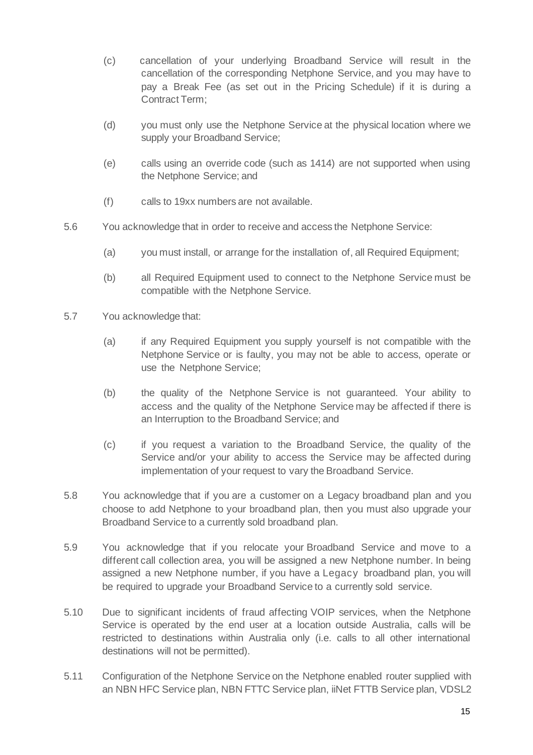(c) cancellation of your underlying Broadband Service will result in the cancellation of the corresponding Netphone Service, and you may have to pay a Break Fee (as set out in the Pricing Schedule) if it is during a Contract Term;

(d) you must only use the Netphone Service at the physical location where we supply your Broadband Service;

(e) calls using an override code (such as 1414) are not supported when using the Netphone Service; and

(f) calls to 19xx numbers are not available.

5.6 You acknowledge that in order to receive and access the Netphone Service:

(a) you must install, or arrange for the installation of, all Required Equipment;

(b) all Required Equipment used to connect to the Netphone Service must be compatible with the Netphone Service.

5.7 You acknowledge that:

(a) if any Required Equipment you supply yourself is not compatible with the Netphone Service or is faulty, you may not be able to access, operate or use the Netphone Service;

(b) the quality of the Netphone Service is not guaranteed. Your ability to access and the quality of the Netphone Service may be affected if there is an Interruption to the Broadband Service; and

(c) if you request a variation to the Broadband Service, the quality of the Service and/or your ability to access the Service may be affected during implementation of your request to vary the Broadband Service.

5.8 You acknowledge that if you are a customer on a Legacy broadband plan and you choose to add Netphone to your broadband plan, then you must also upgrade your Broadband Service to a currently sold broadband plan.

5.9 You acknowledge that if you relocate your Broadband Service and move to a different call collection area, you will be assigned a new Netphone number. In being assigned a new Netphone number, if you have a Legacy broadband plan, you will be required to upgrade your Broadband Service to a currently sold service.

5.10 Due to significant incidents of fraud affecting VOIP services, when the Netphone Service is operated by the end user at a location outside Australia, calls will be restricted to destinations within Australia only (i.e. calls to all other international destinations will not be permitted).

5.11 Configuration of the Netphone Service on the Netphone enabled router supplied with an NBN HFC Service plan, NBN FTTC Service plan, iiNet FTTB Service plan, VDSL2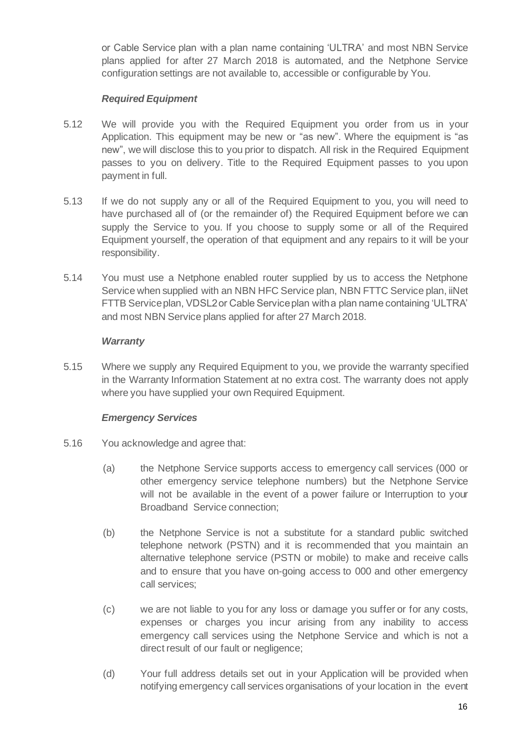or Cable Service plan with a plan name containing 'ULTRA' and most NBN Service plans applied for after 27 March 2018 is automated, and the Netphone Service configuration settings are not available to, accessible or configurable by You.

***Required Equipment***

5.12 We will provide you with the Required Equipment you order from us in your Application. This equipment may be new or "as new". Where the equipment is "as new", we will disclose this to you prior to dispatch. All risk in the Required Equipment passes to you on delivery. Title to the Required Equipment passes to you upon payment in full.

5.13 If we do not supply any or all of the Required Equipment to you, you will need to have purchased all of (or the remainder of) the Required Equipment before we can supply the Service to you. If you choose to supply some or all of the Required Equipment yourself, the operation of that equipment and any repairs to it will be your responsibility.

5.14 You must use a Netphone enabled router supplied by us to access the Netphone Service when supplied with an NBN HFC Service plan, NBN FTTC Service plan, iiNet FTTB Service plan, VDSL2 or Cable Service plan with a plan name containing 'ULTRA' and most NBN Service plans applied for after 27 March 2018.

***Warranty***

5.15 Where we supply any Required Equipment to you, we provide the warranty specified in the Warranty Information Statement at no extra cost. The warranty does not apply where you have supplied your own Required Equipment.

***Emergency Services***

5.16 You acknowledge and agree that:

(a) the Netphone Service supports access to emergency call services (000 or other emergency service telephone numbers) but the Netphone Service will not be available in the event of a power failure or Interruption to your Broadband Service connection;

(b) the Netphone Service is not a substitute for a standard public switched telephone network (PSTN) and it is recommended that you maintain an alternative telephone service (PSTN or mobile) to make and receive calls and to ensure that you have on-going access to 000 and other emergency call services;

(c) we are not liable to you for any loss or damage you suffer or for any costs, expenses or charges you incur arising from any inability to access emergency call services using the Netphone Service and which is not a direct result of our fault or negligence;

(d) Your full address details set out in your Application will be provided when notifying emergency call services organisations of your location in the event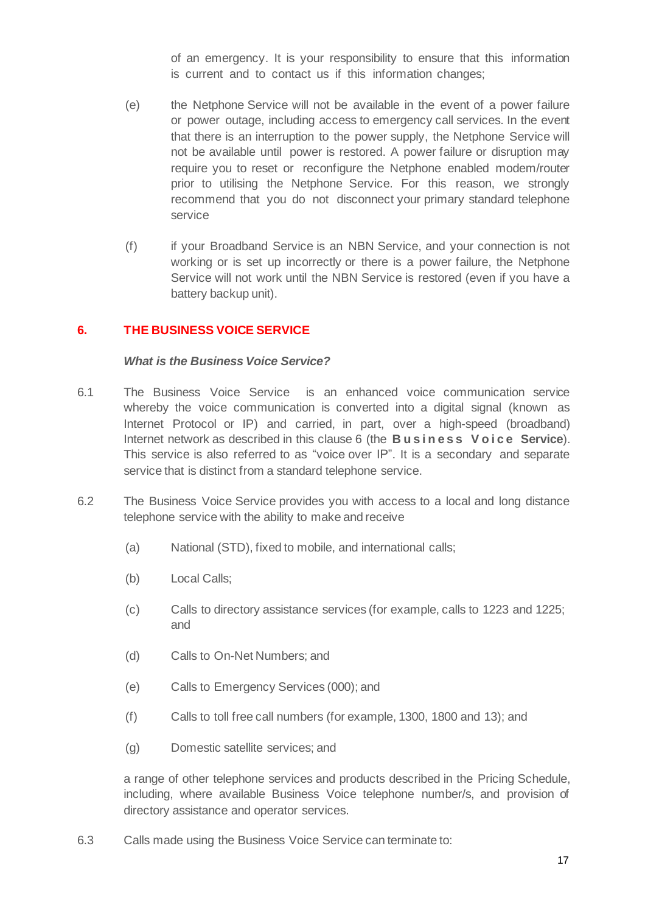of an emergency. It is your responsibility to ensure that this information is current and to contact us if this information changes;

(e) the Netphone Service will not be available in the event of a power failure or power outage, including access to emergency call services. In the event that there is an interruption to the power supply, the Netphone Service will not be available until power is restored. A power failure or disruption may require you to reset or reconfigure the Netphone enabled modem/router prior to utilising the Netphone Service. For this reason, we strongly recommend that you do not disconnect your primary standard telephone service

(f) if your Broadband Service is an NBN Service, and your connection is not working or is set up incorrectly or there is a power failure, the Netphone Service will not work until the NBN Service is restored (even if you have a battery backup unit).

## 6. THE BUSINESS VOICE SERVICE

***What is the Business Voice Service?***

6.1 The Business Voice Service is an enhanced voice communication service whereby the voice communication is converted into a digital signal (known as Internet Protocol or IP) and carried, in part, over a high-speed (broadband) Internet network as described in this clause 6 (the **Business Voice Service**). This service is also referred to as "voice over IP". It is a secondary and separate service that is distinct from a standard telephone service.

6.2 The Business Voice Service provides you with access to a local and long distance telephone service with the ability to make and receive

(a) National (STD), fixed to mobile, and international calls;

(b) Local Calls;

(c) Calls to directory assistance services (for example, calls to 1223 and 1225; and

(d) Calls to On-Net Numbers; and

(e) Calls to Emergency Services (000); and

(f) Calls to toll free call numbers (for example, 1300, 1800 and 13); and

(g) Domestic satellite services; and

a range of other telephone services and products described in the Pricing Schedule, including, where available Business Voice telephone number/s, and provision of directory assistance and operator services.

6.3 Calls made using the Business Voice Service can terminate to: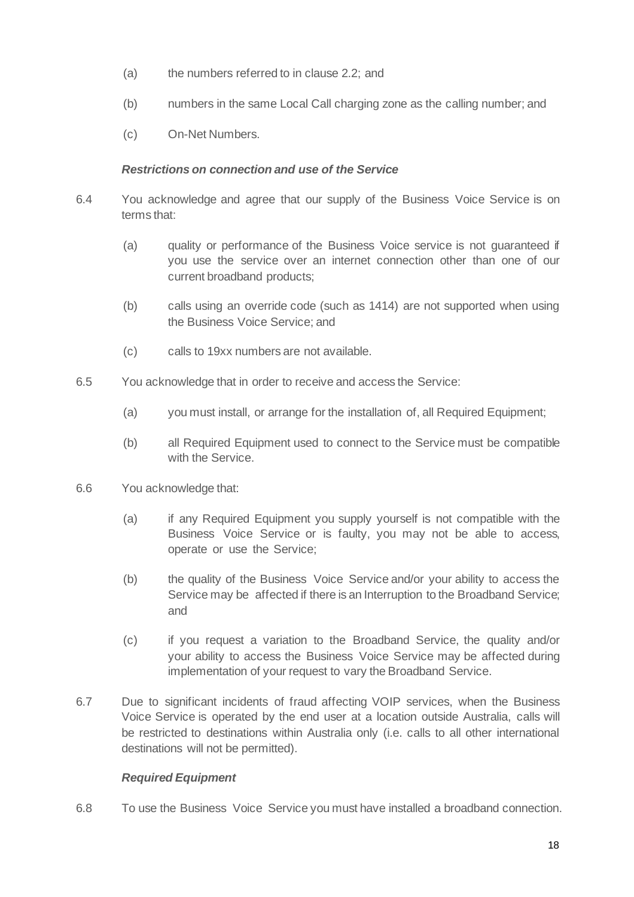(a) the numbers referred to in clause 2.2; and

(b) numbers in the same Local Call charging zone as the calling number; and

(c) On-Net Numbers.

***Restrictions on connection and use of the Service***

6.4 You acknowledge and agree that our supply of the Business Voice Service is on terms that:

(a) quality or performance of the Business Voice service is not guaranteed if you use the service over an internet connection other than one of our current broadband products;

(b) calls using an override code (such as 1414) are not supported when using the Business Voice Service; and

(c) calls to 19xx numbers are not available.

6.5 You acknowledge that in order to receive and access the Service:

(a) you must install, or arrange for the installation of, all Required Equipment;

(b) all Required Equipment used to connect to the Service must be compatible with the Service.

6.6 You acknowledge that:

(a) if any Required Equipment you supply yourself is not compatible with the Business Voice Service or is faulty, you may not be able to access, operate or use the Service;

(b) the quality of the Business Voice Service and/or your ability to access the Service may be affected if there is an Interruption to the Broadband Service; and

(c) if you request a variation to the Broadband Service, the quality and/or your ability to access the Business Voice Service may be affected during implementation of your request to vary the Broadband Service.

6.7 Due to significant incidents of fraud affecting VOIP services, when the Business Voice Service is operated by the end user at a location outside Australia, calls will be restricted to destinations within Australia only (i.e. calls to all other international destinations will not be permitted).

***Required Equipment***

6.8 To use the Business Voice Service you must have installed a broadband connection.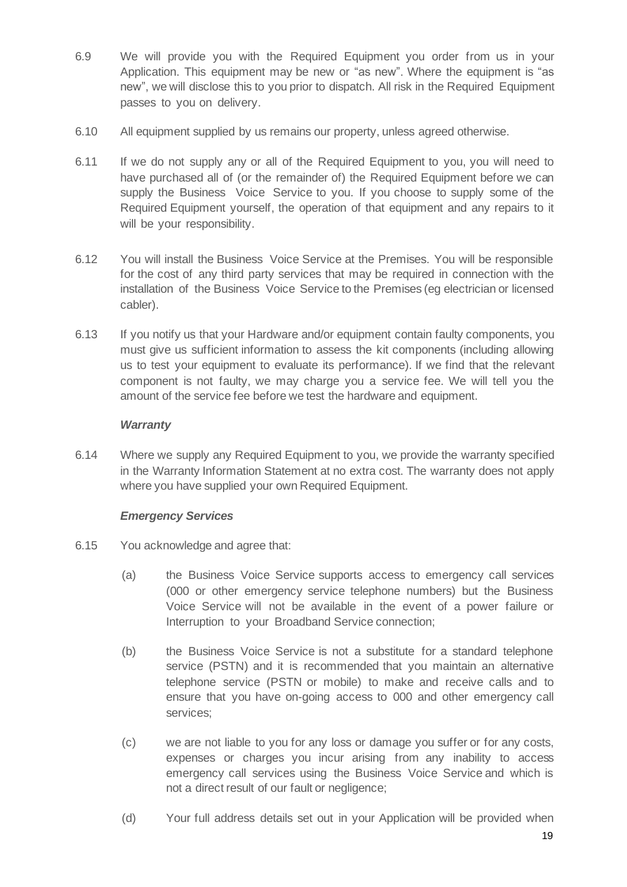6.9 We will provide you with the Required Equipment you order from us in your Application. This equipment may be new or "as new". Where the equipment is "as new", we will disclose this to you prior to dispatch. All risk in the Required Equipment passes to you on delivery.

6.10 All equipment supplied by us remains our property, unless agreed otherwise.

6.11 If we do not supply any or all of the Required Equipment to you, you will need to have purchased all of (or the remainder of) the Required Equipment before we can supply the Business Voice Service to you. If you choose to supply some of the Required Equipment yourself, the operation of that equipment and any repairs to it will be your responsibility.

6.12 You will install the Business Voice Service at the Premises. You will be responsible for the cost of any third party services that may be required in connection with the installation of the Business Voice Service to the Premises (eg electrician or licensed cabler).

6.13 If you notify us that your Hardware and/or equipment contain faulty components, you must give us sufficient information to assess the kit components (including allowing us to test your equipment to evaluate its performance). If we find that the relevant component is not faulty, we may charge you a service fee. We will tell you the amount of the service fee before we test the hardware and equipment.

***Warranty***

6.14 Where we supply any Required Equipment to you, we provide the warranty specified in the Warranty Information Statement at no extra cost. The warranty does not apply where you have supplied your own Required Equipment.

***Emergency Services***

6.15 You acknowledge and agree that:

(a) the Business Voice Service supports access to emergency call services (000 or other emergency service telephone numbers) but the Business Voice Service will not be available in the event of a power failure or Interruption to your Broadband Service connection;

(b) the Business Voice Service is not a substitute for a standard telephone service (PSTN) and it is recommended that you maintain an alternative telephone service (PSTN or mobile) to make and receive calls and to ensure that you have on-going access to 000 and other emergency call services;

(c) we are not liable to you for any loss or damage you suffer or for any costs, expenses or charges you incur arising from any inability to access emergency call services using the Business Voice Service and which is not a direct result of our fault or negligence;

(d) Your full address details set out in your Application will be provided when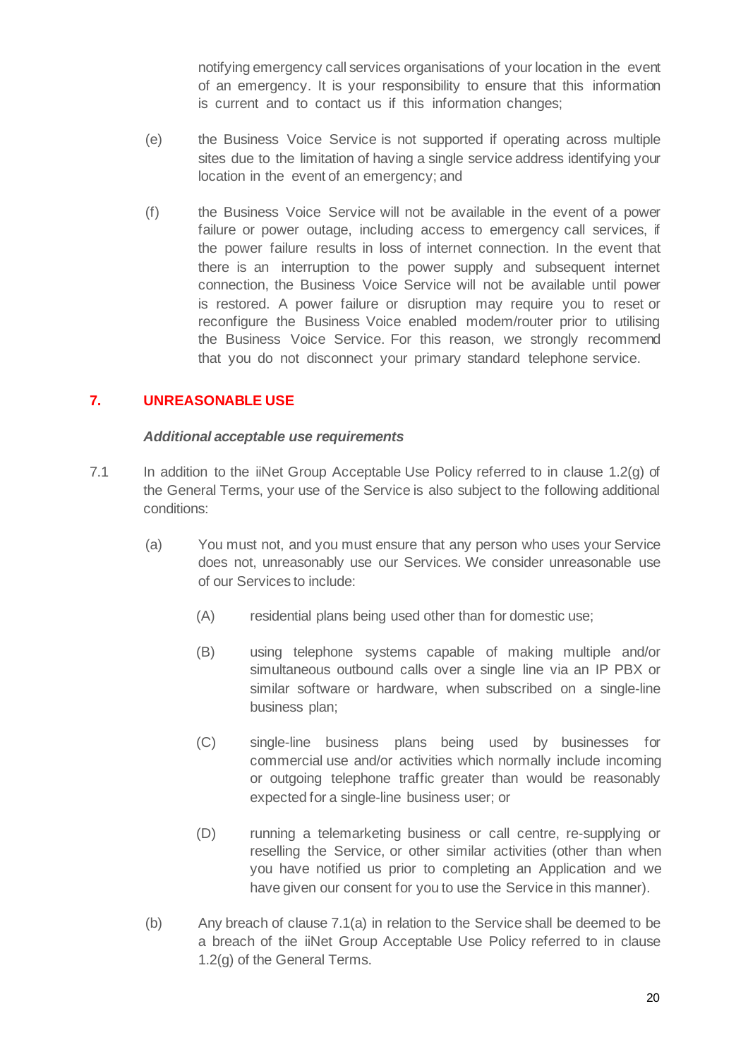notifying emergency call services organisations of your location in the event of an emergency. It is your responsibility to ensure that this information is current and to contact us if this information changes;

(e) the Business Voice Service is not supported if operating across multiple sites due to the limitation of having a single service address identifying your location in the event of an emergency; and

(f) the Business Voice Service will not be available in the event of a power failure or power outage, including access to emergency call services, if the power failure results in loss of internet connection. In the event that there is an interruption to the power supply and subsequent internet connection, the Business Voice Service will not be available until power is restored. A power failure or disruption may require you to reset or reconfigure the Business Voice enabled modem/router prior to utilising the Business Voice Service. For this reason, we strongly recommend that you do not disconnect your primary standard telephone service.

## 7. UNREASONABLE USE

***Additional acceptable use requirements***

7.1 In addition to the iiNet Group Acceptable Use Policy referred to in clause 1.2(g) of the General Terms, your use of the Service is also subject to the following additional conditions:

(a) You must not, and you must ensure that any person who uses your Service does not, unreasonably use our Services. We consider unreasonable use of our Services to include:

(A) residential plans being used other than for domestic use;

(B) using telephone systems capable of making multiple and/or simultaneous outbound calls over a single line via an IP PBX or similar software or hardware, when subscribed on a single-line business plan;

(C) single-line business plans being used by businesses for commercial use and/or activities which normally include incoming or outgoing telephone traffic greater than would be reasonably expected for a single-line business user; or

(D) running a telemarketing business or call centre, re-supplying or reselling the Service, or other similar activities (other than when you have notified us prior to completing an Application and we have given our consent for you to use the Service in this manner).

(b) Any breach of clause 7.1(a) in relation to the Service shall be deemed to be a breach of the iiNet Group Acceptable Use Policy referred to in clause 1.2(g) of the General Terms.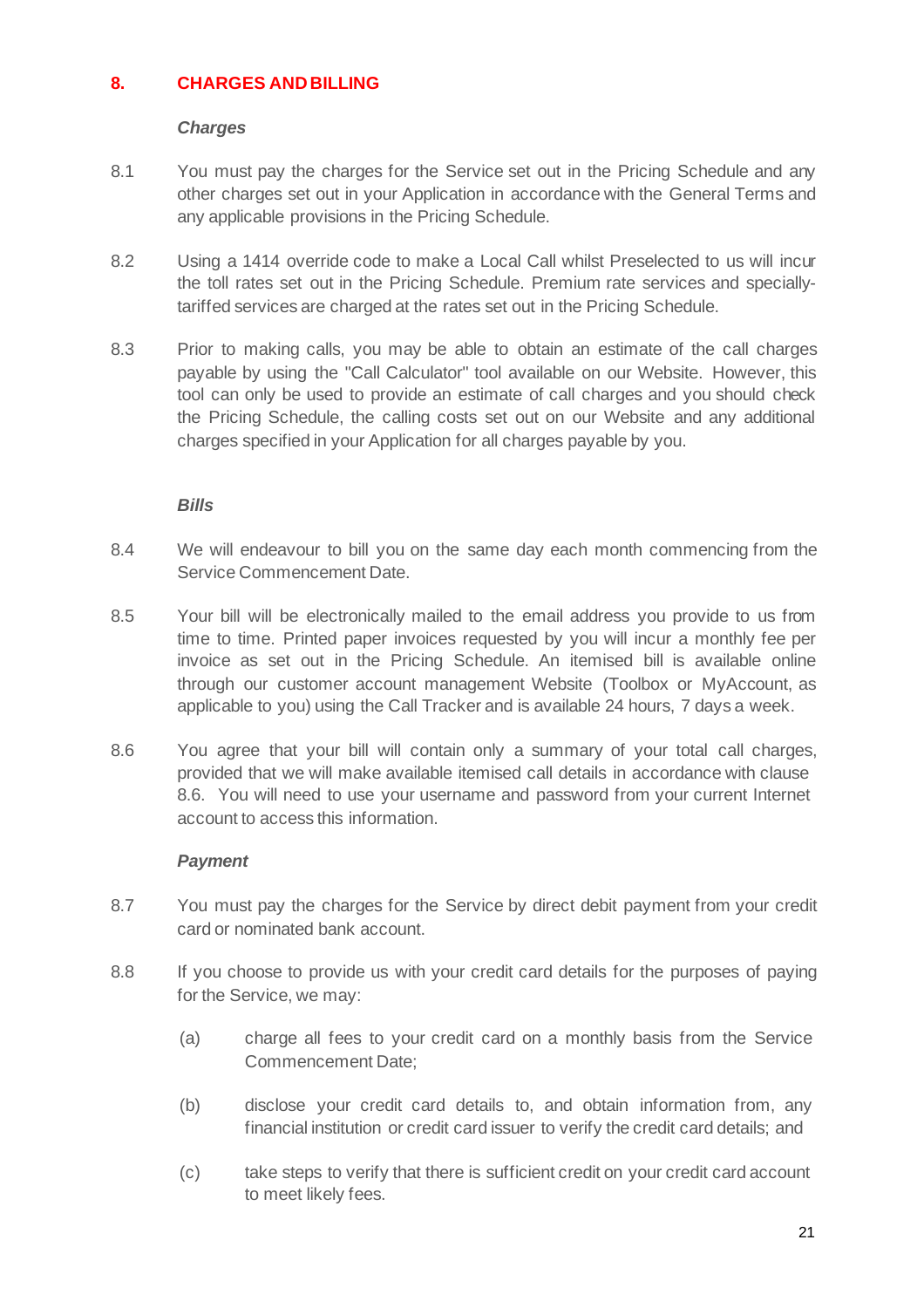## 8. CHARGES AND BILLING

***Charges***

8.1 You must pay the charges for the Service set out in the Pricing Schedule and any other charges set out in your Application in accordance with the General Terms and any applicable provisions in the Pricing Schedule.

8.2 Using a 1414 override code to make a Local Call whilst Preselected to us will incur the toll rates set out in the Pricing Schedule. Premium rate services and specially-tariffed services are charged at the rates set out in the Pricing Schedule.

8.3 Prior to making calls, you may be able to obtain an estimate of the call charges payable by using the "Call Calculator" tool available on our Website. However, this tool can only be used to provide an estimate of call charges and you should check the Pricing Schedule, the calling costs set out on our Website and any additional charges specified in your Application for all charges payable by you.

***Bills***

8.4 We will endeavour to bill you on the same day each month commencing from the Service Commencement Date.

8.5 Your bill will be electronically mailed to the email address you provide to us from time to time. Printed paper invoices requested by you will incur a monthly fee per invoice as set out in the Pricing Schedule. An itemised bill is available online through our customer account management Website (Toolbox or MyAccount, as applicable to you) using the Call Tracker and is available 24 hours, 7 days a week.

8.6 You agree that your bill will contain only a summary of your total call charges, provided that we will make available itemised call details in accordance with clause 8.6. You will need to use your username and password from your current Internet account to access this information.

***Payment***

8.7 You must pay the charges for the Service by direct debit payment from your credit card or nominated bank account.

8.8 If you choose to provide us with your credit card details for the purposes of paying for the Service, we may:

(a) charge all fees to your credit card on a monthly basis from the Service Commencement Date;

(b) disclose your credit card details to, and obtain information from, any financial institution or credit card issuer to verify the credit card details; and

(c) take steps to verify that there is sufficient credit on your credit card account to meet likely fees.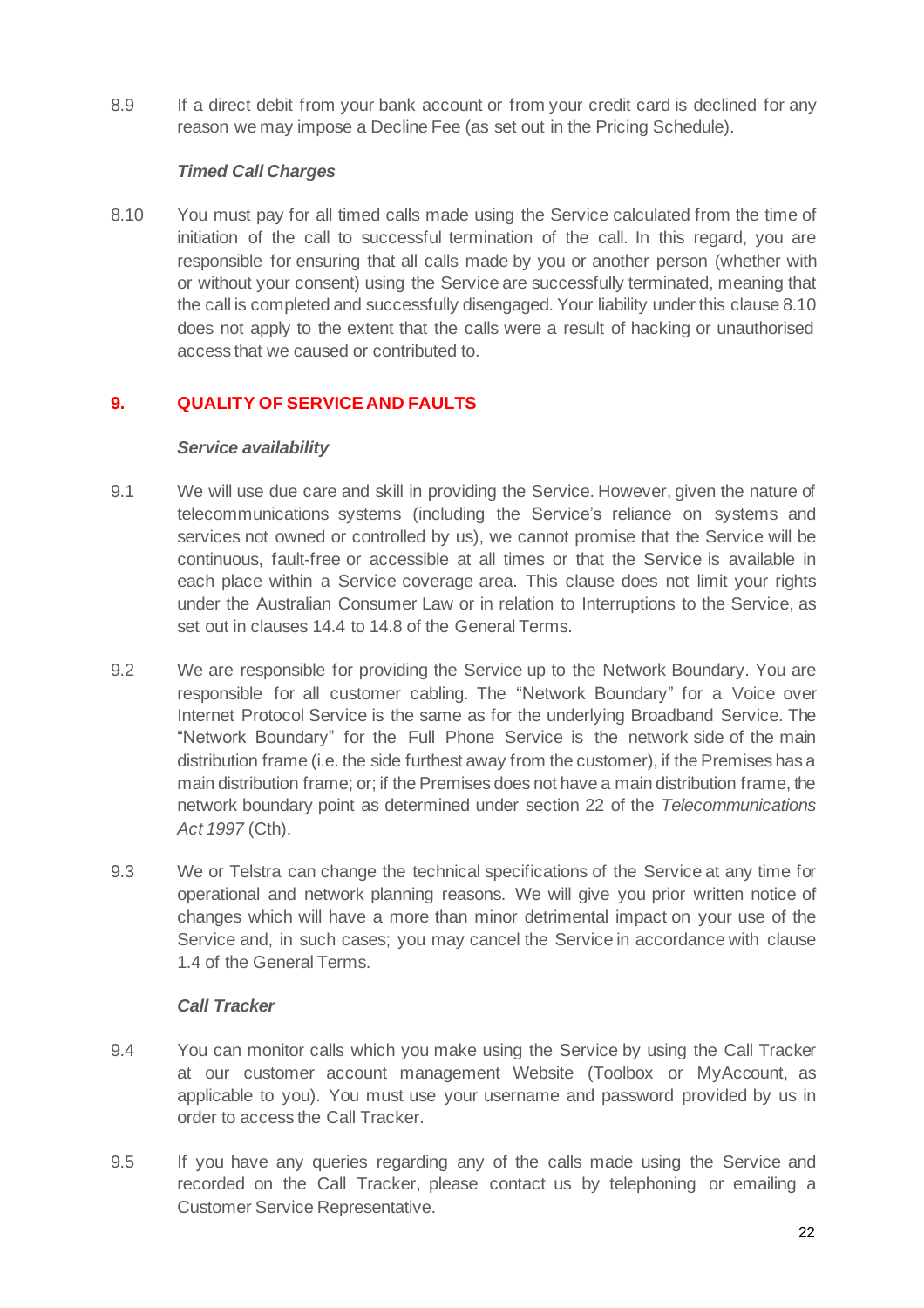8.9 If a direct debit from your bank account or from your credit card is declined for any reason we may impose a Decline Fee (as set out in the Pricing Schedule).

***Timed Call Charges***

8.10 You must pay for all timed calls made using the Service calculated from the time of initiation of the call to successful termination of the call. In this regard, you are responsible for ensuring that all calls made by you or another person (whether with or without your consent) using the Service are successfully terminated, meaning that the call is completed and successfully disengaged. Your liability under this clause 8.10 does not apply to the extent that the calls were a result of hacking or unauthorised access that we caused or contributed to.

## 9. QUALITY OF SERVICE AND FAULTS

***Service availability***

9.1 We will use due care and skill in providing the Service. However, given the nature of telecommunications systems (including the Service's reliance on systems and services not owned or controlled by us), we cannot promise that the Service will be continuous, fault-free or accessible at all times or that the Service is available in each place within a Service coverage area. This clause does not limit your rights under the Australian Consumer Law or in relation to Interruptions to the Service, as set out in clauses 14.4 to 14.8 of the General Terms.

9.2 We are responsible for providing the Service up to the Network Boundary. You are responsible for all customer cabling. The "Network Boundary" for a Voice over Internet Protocol Service is the same as for the underlying Broadband Service. The "Network Boundary" for the Full Phone Service is the network side of the main distribution frame (i.e. the side furthest away from the customer), if the Premises has a main distribution frame; or; if the Premises does not have a main distribution frame, the network boundary point as determined under section 22 of the *Telecommunications Act 1997* (Cth).

9.3 We or Telstra can change the technical specifications of the Service at any time for operational and network planning reasons. We will give you prior written notice of changes which will have a more than minor detrimental impact on your use of the Service and, in such cases; you may cancel the Service in accordance with clause 1.4 of the General Terms.

***Call Tracker***

9.4 You can monitor calls which you make using the Service by using the Call Tracker at our customer account management Website (Toolbox or MyAccount, as applicable to you). You must use your username and password provided by us in order to access the Call Tracker.

9.5 If you have any queries regarding any of the calls made using the Service and recorded on the Call Tracker, please contact us by telephoning or emailing a Customer Service Representative.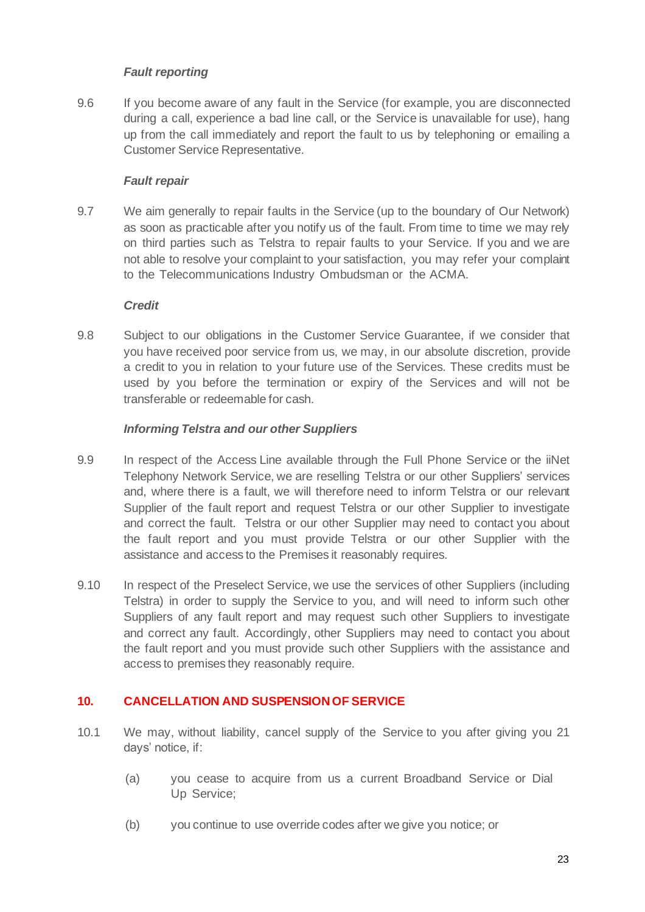***Fault reporting***

9.6 If you become aware of any fault in the Service (for example, you are disconnected during a call, experience a bad line call, or the Service is unavailable for use), hang up from the call immediately and report the fault to us by telephoning or emailing a Customer Service Representative.

***Fault repair***

9.7 We aim generally to repair faults in the Service (up to the boundary of Our Network) as soon as practicable after you notify us of the fault. From time to time we may rely on third parties such as Telstra to repair faults to your Service. If you and we are not able to resolve your complaint to your satisfaction, you may refer your complaint to the Telecommunications Industry Ombudsman or the ACMA.

***Credit***

9.8 Subject to our obligations in the Customer Service Guarantee, if we consider that you have received poor service from us, we may, in our absolute discretion, provide a credit to you in relation to your future use of the Services. These credits must be used by you before the termination or expiry of the Services and will not be transferable or redeemable for cash.

***Informing Telstra and our other Suppliers***

9.9 In respect of the Access Line available through the Full Phone Service or the iiNet Telephony Network Service, we are reselling Telstra or our other Suppliers' services and, where there is a fault, we will therefore need to inform Telstra or our relevant Supplier of the fault report and request Telstra or our other Supplier to investigate and correct the fault. Telstra or our other Supplier may need to contact you about the fault report and you must provide Telstra or our other Supplier with the assistance and access to the Premises it reasonably requires.

9.10 In respect of the Preselect Service, we use the services of other Suppliers (including Telstra) in order to supply the Service to you, and will need to inform such other Suppliers of any fault report and may request such other Suppliers to investigate and correct any fault. Accordingly, other Suppliers may need to contact you about the fault report and you must provide such other Suppliers with the assistance and access to premises they reasonably require.

## 10. CANCELLATION AND SUSPENSION OF SERVICE

10.1 We may, without liability, cancel supply of the Service to you after giving you 21 days' notice, if:

(a) you cease to acquire from us a current Broadband Service or Dial Up Service;

(b) you continue to use override codes after we give you notice; or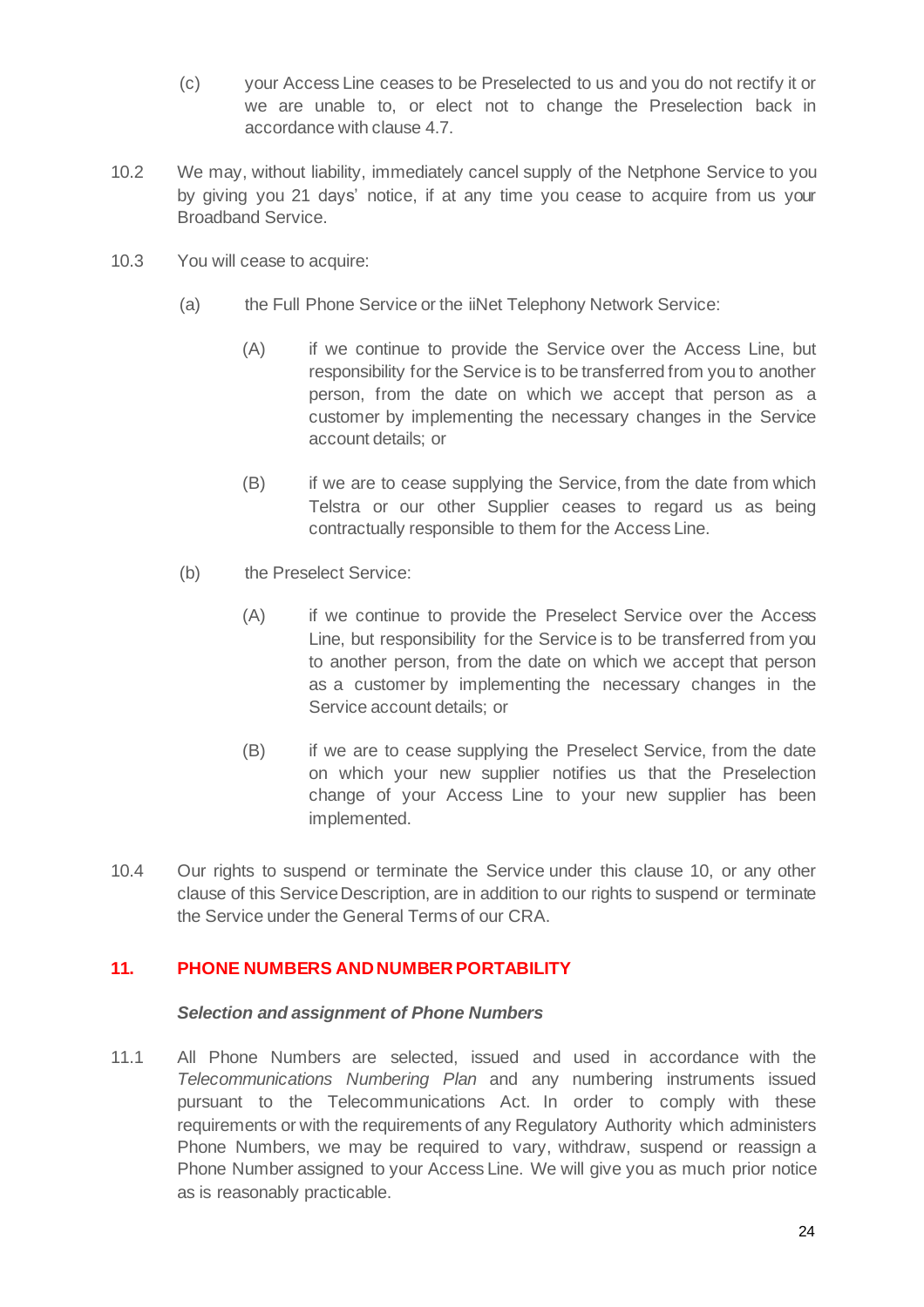(c) your Access Line ceases to be Preselected to us and you do not rectify it or we are unable to, or elect not to change the Preselection back in accordance with clause 4.7.

10.2 We may, without liability, immediately cancel supply of the Netphone Service to you by giving you 21 days' notice, if at any time you cease to acquire from us your Broadband Service.

10.3 You will cease to acquire:

(a) the Full Phone Service or the iiNet Telephony Network Service:

(A) if we continue to provide the Service over the Access Line, but responsibility for the Service is to be transferred from you to another person, from the date on which we accept that person as a customer by implementing the necessary changes in the Service account details; or

(B) if we are to cease supplying the Service, from the date from which Telstra or our other Supplier ceases to regard us as being contractually responsible to them for the Access Line.

(b) the Preselect Service:

(A) if we continue to provide the Preselect Service over the Access Line, but responsibility for the Service is to be transferred from you to another person, from the date on which we accept that person as a customer by implementing the necessary changes in the Service account details; or

(B) if we are to cease supplying the Preselect Service, from the date on which your new supplier notifies us that the Preselection change of your Access Line to your new supplier has been implemented.

10.4 Our rights to suspend or terminate the Service under this clause 10, or any other clause of this Service Description, are in addition to our rights to suspend or terminate the Service under the General Terms of our CRA.

## 11. PHONE NUMBERS AND NUMBER PORTABILITY

***Selection and assignment of Phone Numbers***

11.1 All Phone Numbers are selected, issued and used in accordance with the *Telecommunications Numbering Plan* and any numbering instruments issued pursuant to the Telecommunications Act. In order to comply with these requirements or with the requirements of any Regulatory Authority which administers Phone Numbers, we may be required to vary, withdraw, suspend or reassign a Phone Number assigned to your Access Line. We will give you as much prior notice as is reasonably practicable.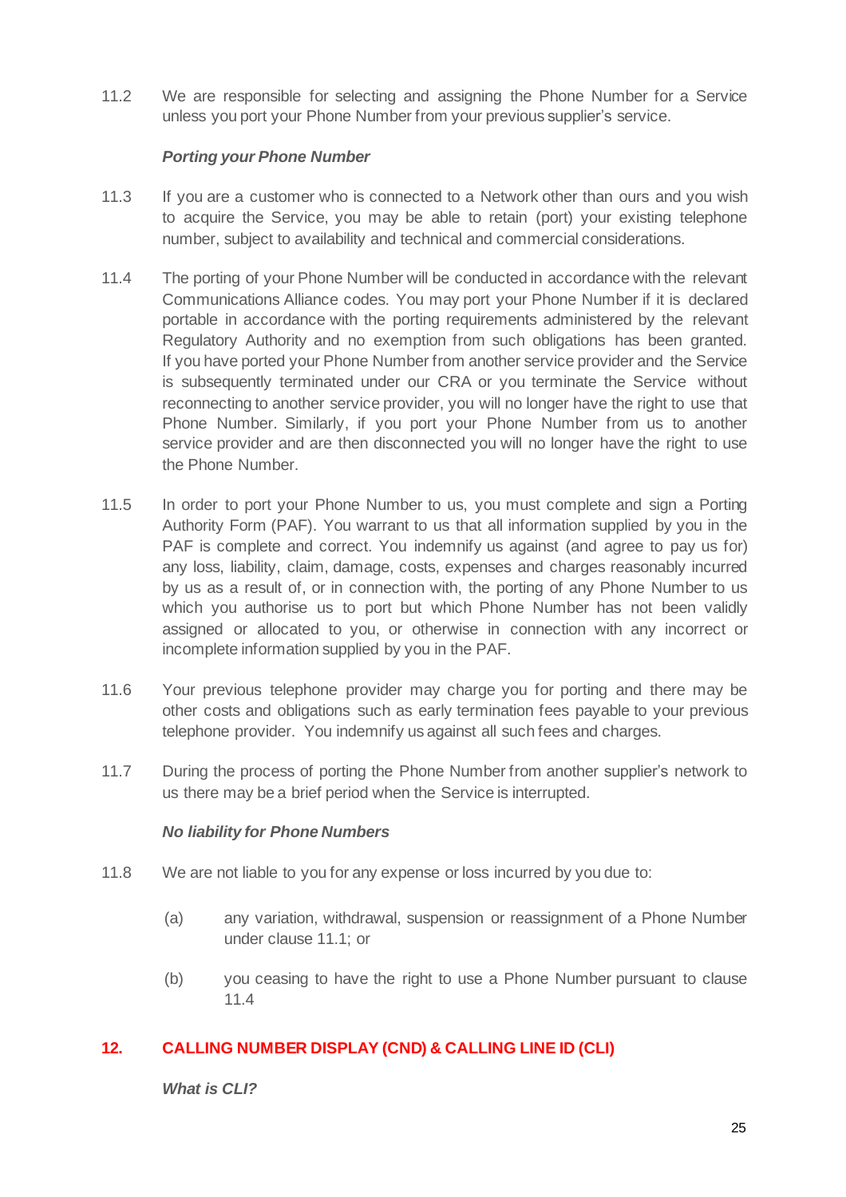11.2 We are responsible for selecting and assigning the Phone Number for a Service unless you port your Phone Number from your previous supplier's service.

***Porting your Phone Number***

11.3 If you are a customer who is connected to a Network other than ours and you wish to acquire the Service, you may be able to retain (port) your existing telephone number, subject to availability and technical and commercial considerations.

11.4 The porting of your Phone Number will be conducted in accordance with the relevant Communications Alliance codes. You may port your Phone Number if it is declared portable in accordance with the porting requirements administered by the relevant Regulatory Authority and no exemption from such obligations has been granted. If you have ported your Phone Number from another service provider and the Service is subsequently terminated under our CRA or you terminate the Service without reconnecting to another service provider, you will no longer have the right to use that Phone Number. Similarly, if you port your Phone Number from us to another service provider and are then disconnected you will no longer have the right to use the Phone Number.

11.5 In order to port your Phone Number to us, you must complete and sign a Porting Authority Form (PAF). You warrant to us that all information supplied by you in the PAF is complete and correct. You indemnify us against (and agree to pay us for) any loss, liability, claim, damage, costs, expenses and charges reasonably incurred by us as a result of, or in connection with, the porting of any Phone Number to us which you authorise us to port but which Phone Number has not been validly assigned or allocated to you, or otherwise in connection with any incorrect or incomplete information supplied by you in the PAF.

11.6 Your previous telephone provider may charge you for porting and there may be other costs and obligations such as early termination fees payable to your previous telephone provider. You indemnify us against all such fees and charges.

11.7 During the process of porting the Phone Number from another supplier's network to us there may be a brief period when the Service is interrupted.

***No liability for Phone Numbers***

11.8 We are not liable to you for any expense or loss incurred by you due to:

(a) any variation, withdrawal, suspension or reassignment of a Phone Number under clause 11.1; or

(b) you ceasing to have the right to use a Phone Number pursuant to clause 11.4

## 12. CALLING NUMBER DISPLAY (CND) & CALLING LINE ID (CLI)

***What is CLI?***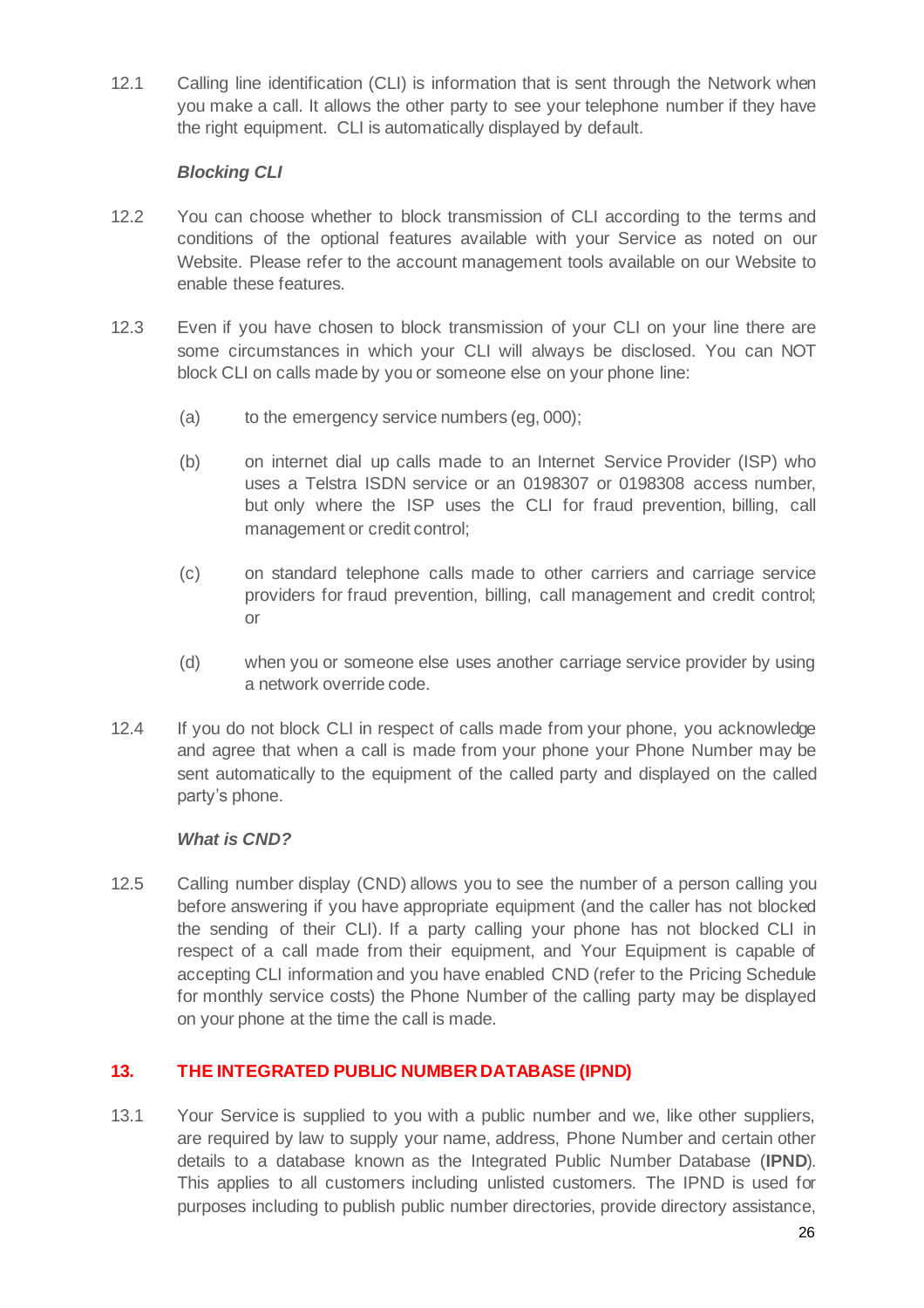12.1 Calling line identification (CLI) is information that is sent through the Network when you make a call. It allows the other party to see your telephone number if they have the right equipment. CLI is automatically displayed by default.

***Blocking CLI***

12.2 You can choose whether to block transmission of CLI according to the terms and conditions of the optional features available with your Service as noted on our Website. Please refer to the account management tools available on our Website to enable these features.

12.3 Even if you have chosen to block transmission of your CLI on your line there are some circumstances in which your CLI will always be disclosed. You can NOT block CLI on calls made by you or someone else on your phone line:

(a) to the emergency service numbers (eg, 000);

(b) on internet dial up calls made to an Internet Service Provider (ISP) who uses a Telstra ISDN service or an 0198307 or 0198308 access number, but only where the ISP uses the CLI for fraud prevention, billing, call management or credit control;

(c) on standard telephone calls made to other carriers and carriage service providers for fraud prevention, billing, call management and credit control; or

(d) when you or someone else uses another carriage service provider by using a network override code.

12.4 If you do not block CLI in respect of calls made from your phone, you acknowledge and agree that when a call is made from your phone your Phone Number may be sent automatically to the equipment of the called party and displayed on the called party's phone.

***What is CND?***

12.5 Calling number display (CND) allows you to see the number of a person calling you before answering if you have appropriate equipment (and the caller has not blocked the sending of their CLI). If a party calling your phone has not blocked CLI in respect of a call made from their equipment, and Your Equipment is capable of accepting CLI information and you have enabled CND (refer to the Pricing Schedule for monthly service costs) the Phone Number of the calling party may be displayed on your phone at the time the call is made.

## 13. THE INTEGRATED PUBLIC NUMBER DATABASE (IPND)

13.1 Your Service is supplied to you with a public number and we, like other suppliers, are required by law to supply your name, address, Phone Number and certain other details to a database known as the Integrated Public Number Database (**IPND**). This applies to all customers including unlisted customers. The IPND is used for purposes including to publish public number directories, provide directory assistance,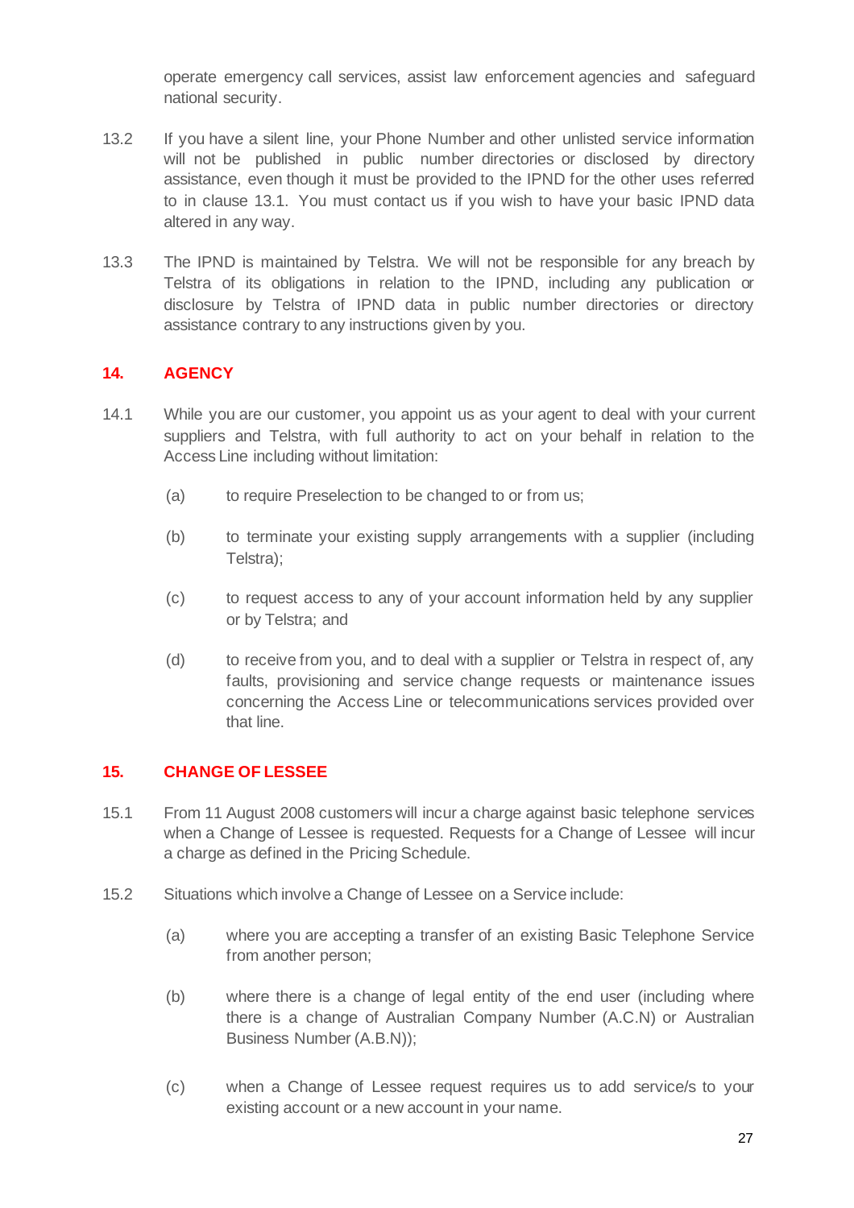operate emergency call services, assist law enforcement agencies and safeguard national security.

13.2 If you have a silent line, your Phone Number and other unlisted service information will not be published in public number directories or disclosed by directory assistance, even though it must be provided to the IPND for the other uses referred to in clause 13.1. You must contact us if you wish to have your basic IPND data altered in any way.

13.3 The IPND is maintained by Telstra. We will not be responsible for any breach by Telstra of its obligations in relation to the IPND, including any publication or disclosure by Telstra of IPND data in public number directories or directory assistance contrary to any instructions given by you.

## 14. AGENCY

14.1 While you are our customer, you appoint us as your agent to deal with your current suppliers and Telstra, with full authority to act on your behalf in relation to the Access Line including without limitation:

(a) to require Preselection to be changed to or from us;

(b) to terminate your existing supply arrangements with a supplier (including Telstra);

(c) to request access to any of your account information held by any supplier or by Telstra; and

(d) to receive from you, and to deal with a supplier or Telstra in respect of, any faults, provisioning and service change requests or maintenance issues concerning the Access Line or telecommunications services provided over that line.

## 15. CHANGE OF LESSEE

15.1 From 11 August 2008 customers will incur a charge against basic telephone services when a Change of Lessee is requested. Requests for a Change of Lessee will incur a charge as defined in the Pricing Schedule.

15.2 Situations which involve a Change of Lessee on a Service include:

(a) where you are accepting a transfer of an existing Basic Telephone Service from another person;

(b) where there is a change of legal entity of the end user (including where there is a change of Australian Company Number (A.C.N) or Australian Business Number (A.B.N));

(c) when a Change of Lessee request requires us to add service/s to your existing account or a new account in your name.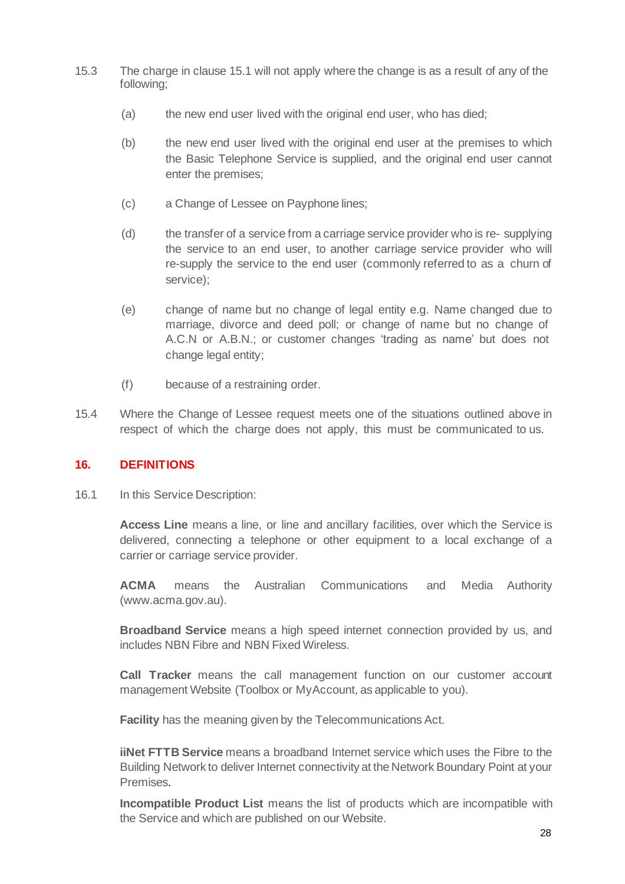15.3 The charge in clause 15.1 will not apply where the change is as a result of any of the following;

(a) the new end user lived with the original end user, who has died;

(b) the new end user lived with the original end user at the premises to which the Basic Telephone Service is supplied, and the original end user cannot enter the premises;

(c) a Change of Lessee on Payphone lines;

(d) the transfer of a service from a carriage service provider who is re- supplying the service to an end user, to another carriage service provider who will re-supply the service to the end user (commonly referred to as a churn of service);

(e) change of name but no change of legal entity e.g. Name changed due to marriage, divorce and deed poll; or change of name but no change of A.C.N or A.B.N.; or customer changes 'trading as name' but does not change legal entity;

(f) because of a restraining order.

15.4 Where the Change of Lessee request meets one of the situations outlined above in respect of which the charge does not apply, this must be communicated to us.

## 16. DEFINITIONS

16.1 In this Service Description:

**Access Line** means a line, or line and ancillary facilities, over which the Service is delivered, connecting a telephone or other equipment to a local exchange of a carrier or carriage service provider.

**ACMA** means the Australian Communications and Media Authority (www.acma.gov.au).

**Broadband Service** means a high speed internet connection provided by us, and includes NBN Fibre and NBN Fixed Wireless.

**Call Tracker** means the call management function on our customer account management Website (Toolbox or MyAccount, as applicable to you).

**Facility** has the meaning given by the Telecommunications Act.

**iiNet FTTB Service** means a broadband Internet service which uses the Fibre to the Building Network to deliver Internet connectivity at the Network Boundary Point at your Premises.

**Incompatible Product List** means the list of products which are incompatible with the Service and which are published on our Website.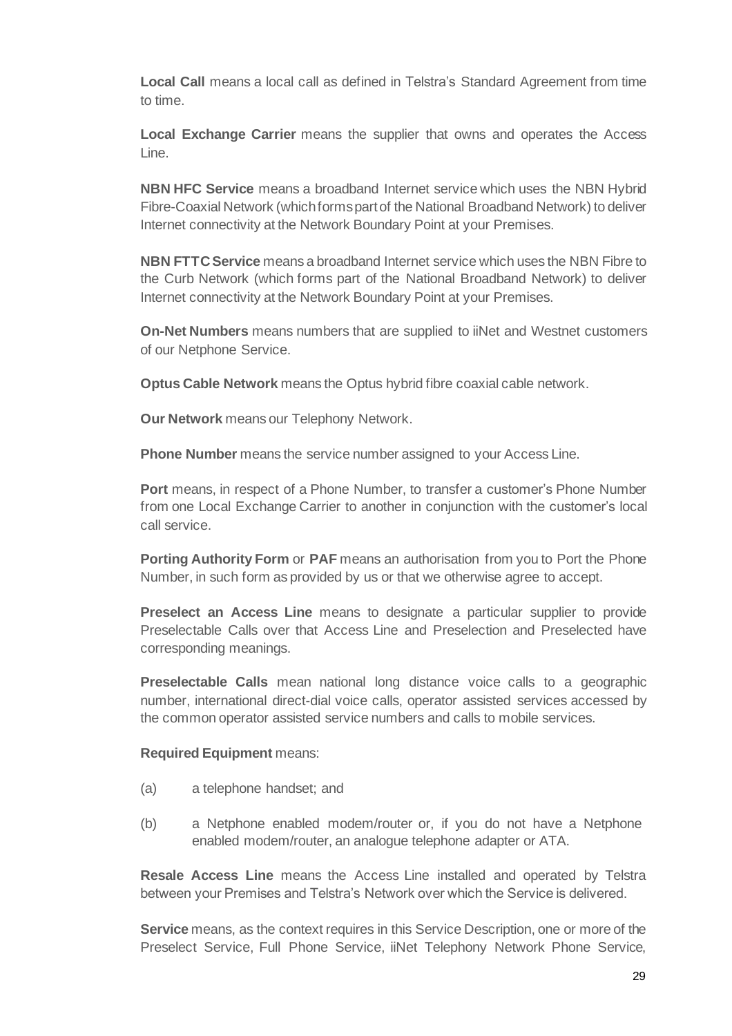**Local Call** means a local call as defined in Telstra's Standard Agreement from time to time.

**Local Exchange Carrier** means the supplier that owns and operates the Access Line.

**NBN HFC Service** means a broadband Internet service which uses the NBN Hybrid Fibre-Coaxial Network (which forms part of the National Broadband Network) to deliver Internet connectivity at the Network Boundary Point at your Premises.

**NBN FTTC Service** means a broadband Internet service which uses the NBN Fibre to the Curb Network (which forms part of the National Broadband Network) to deliver Internet connectivity at the Network Boundary Point at your Premises.

**On-Net Numbers** means numbers that are supplied to iiNet and Westnet customers of our Netphone Service.

**Optus Cable Network** means the Optus hybrid fibre coaxial cable network.

**Our Network** means our Telephony Network.

**Phone Number** means the service number assigned to your Access Line.

**Port** means, in respect of a Phone Number, to transfer a customer's Phone Number from one Local Exchange Carrier to another in conjunction with the customer's local call service.

**Porting Authority Form** or **PAF** means an authorisation from you to Port the Phone Number, in such form as provided by us or that we otherwise agree to accept.

**Preselect an Access Line** means to designate a particular supplier to provide Preselectable Calls over that Access Line and Preselection and Preselected have corresponding meanings.

**Preselectable Calls** mean national long distance voice calls to a geographic number, international direct-dial voice calls, operator assisted services accessed by the common operator assisted service numbers and calls to mobile services.

**Required Equipment** means:

(a) a telephone handset; and

(b) a Netphone enabled modem/router or, if you do not have a Netphone enabled modem/router, an analogue telephone adapter or ATA.

**Resale Access Line** means the Access Line installed and operated by Telstra between your Premises and Telstra's Network over which the Service is delivered.

**Service** means, as the context requires in this Service Description, one or more of the Preselect Service, Full Phone Service, iiNet Telephony Network Phone Service,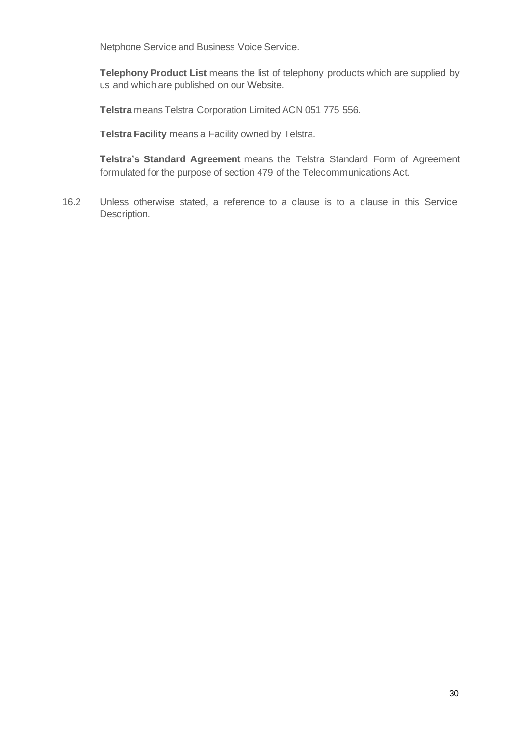Netphone Service and Business Voice Service.

**Telephony Product List** means the list of telephony products which are supplied by us and which are published on our Website.

**Telstra** means Telstra Corporation Limited ACN 051 775 556.

**Telstra Facility** means a Facility owned by Telstra.

**Telstra's Standard Agreement** means the Telstra Standard Form of Agreement formulated for the purpose of section 479 of the Telecommunications Act.

16.2 Unless otherwise stated, a reference to a clause is to a clause in this Service Description.